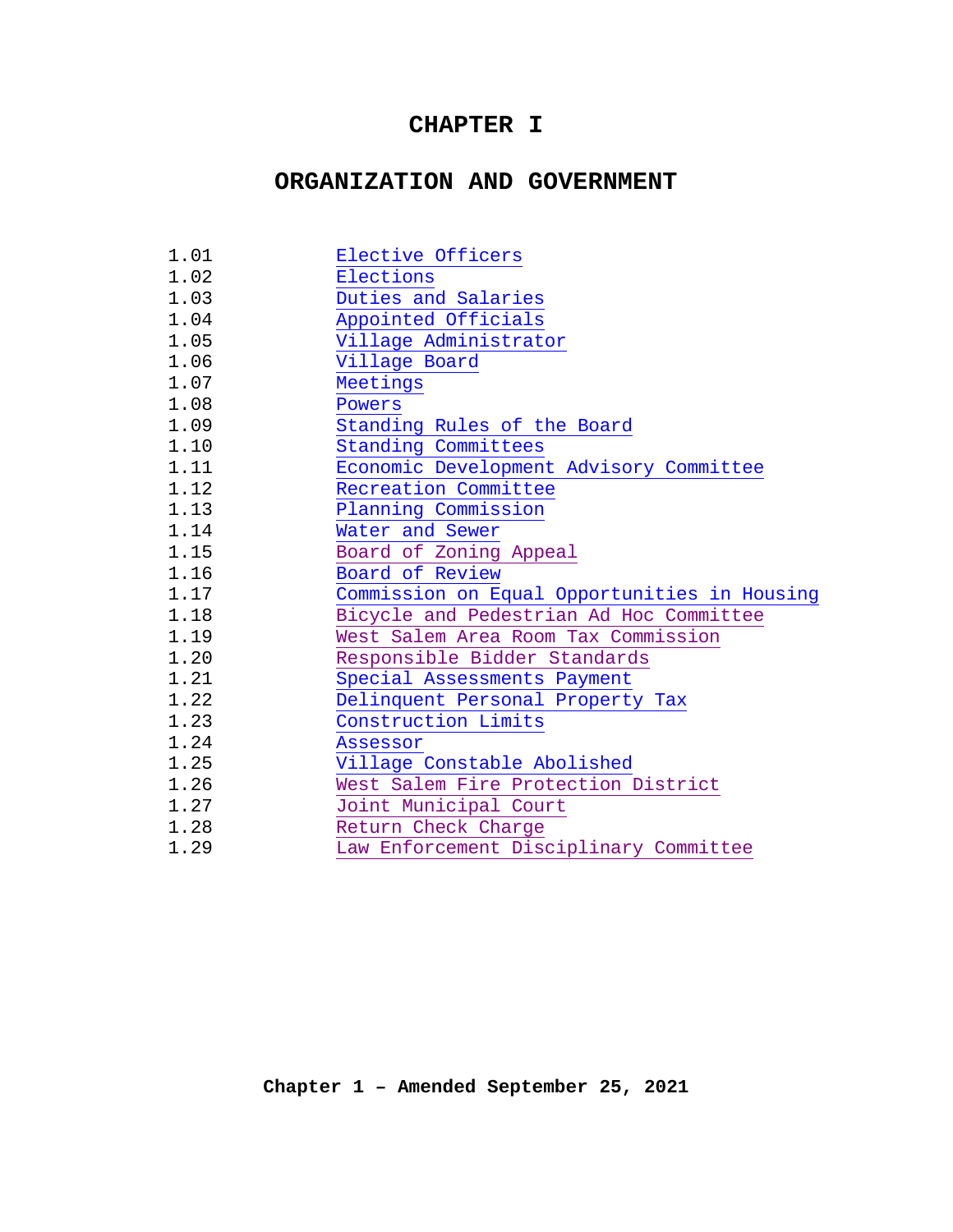# CHAPTER I

# ORGANIZATION AND GOVERNMENT

| | |
|---|---|
| 1.01 | Elective Officers |
| 1.02 | Elections |
| 1.03 | Duties and Salaries |
| 1.04 | Appointed Officials |
| 1.05 | Village Administrator |
| 1.06 | Village Board |
| 1.07 | Meetings |
| 1.08 | Powers |
| 1.09 | Standing Rules of the Board |
| 1.10 | Standing Committees |
| 1.11 | Economic Development Advisory Committee |
| 1.12 | Recreation Committee |
| 1.13 | Planning Commission |
| 1.14 | Water and Sewer |
| 1.15 | Board of Zoning Appeal |
| 1.16 | Board of Review |
| 1.17 | Commission on Equal Opportunities in Housing |
| 1.18 | Bicycle and Pedestrian Ad Hoc Committee |
| 1.19 | West Salem Area Room Tax Commission |
| 1.20 | Responsible Bidder Standards |
| 1.21 | Special Assessments Payment |
| 1.22 | Delinquent Personal Property Tax |
| 1.23 | Construction Limits |
| 1.24 | Assessor |
| 1.25 | Village Constable Abolished |
| 1.26 | West Salem Fire Protection District |
| 1.27 | Joint Municipal Court |
| 1.28 | Return Check Charge |
| 1.29 | Law Enforcement Disciplinary Committee |

**Chapter 1 – Amended September 25, 2021**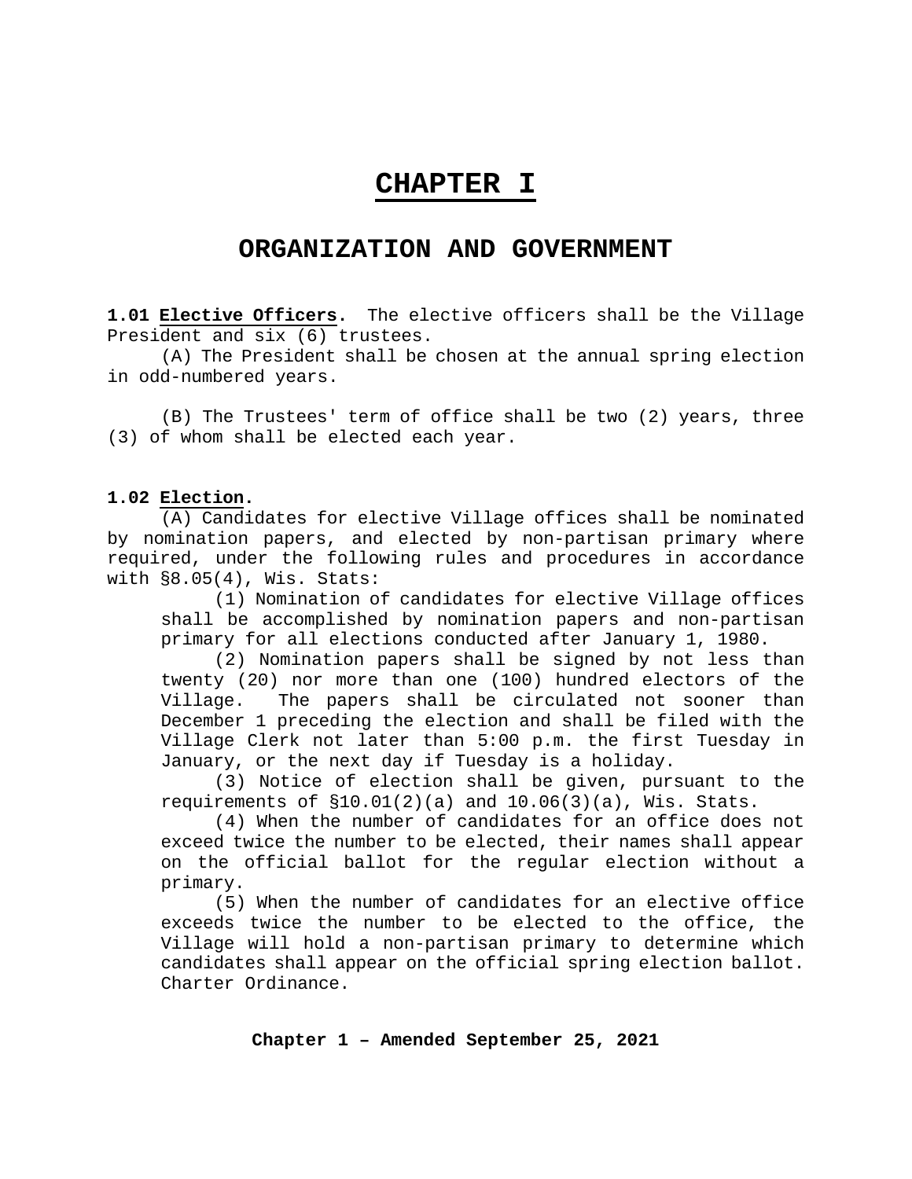# CHAPTER I

## ORGANIZATION AND GOVERNMENT

**1.01 Elective Officers.** The elective officers shall be the Village President and six (6) trustees.

(A) The President shall be chosen at the annual spring election in odd-numbered years.

(B) The Trustees' term of office shall be two (2) years, three (3) of whom shall be elected each year.

**1.02 Election.**

(A) Candidates for elective Village offices shall be nominated by nomination papers, and elected by non-partisan primary where required, under the following rules and procedures in accordance with §8.05(4), Wis. Stats:

(1) Nomination of candidates for elective Village offices shall be accomplished by nomination papers and non-partisan primary for all elections conducted after January 1, 1980.

(2) Nomination papers shall be signed by not less than twenty (20) nor more than one (100) hundred electors of the Village. The papers shall be circulated not sooner than December 1 preceding the election and shall be filed with the Village Clerk not later than 5:00 p.m. the first Tuesday in January, or the next day if Tuesday is a holiday.

(3) Notice of election shall be given, pursuant to the requirements of §10.01(2)(a) and 10.06(3)(a), Wis. Stats.

(4) When the number of candidates for an office does not exceed twice the number to be elected, their names shall appear on the official ballot for the regular election without a primary.

(5) When the number of candidates for an elective office exceeds twice the number to be elected to the office, the Village will hold a non-partisan primary to determine which candidates shall appear on the official spring election ballot. Charter Ordinance.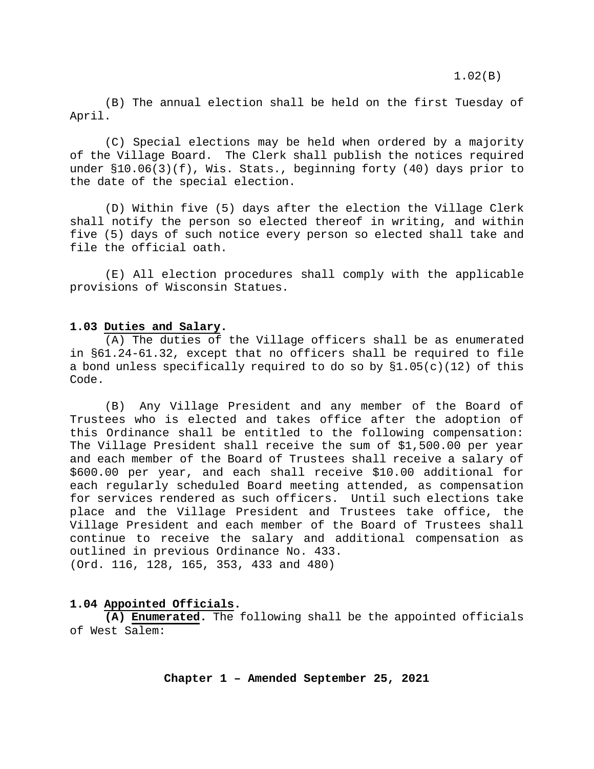(B) The annual election shall be held on the first Tuesday of April.

(C) Special elections may be held when ordered by a majority of the Village Board. The Clerk shall publish the notices required under §10.06(3)(f), Wis. Stats., beginning forty (40) days prior to the date of the special election.

(D) Within five (5) days after the election the Village Clerk shall notify the person so elected thereof in writing, and within five (5) days of such notice every person so elected shall take and file the official oath.

(E) All election procedures shall comply with the applicable provisions of Wisconsin Statues.

**1.03 Duties and Salary.**

(A) The duties of the Village officers shall be as enumerated in §61.24-61.32, except that no officers shall be required to file a bond unless specifically required to do so by §1.05(c)(12) of this Code.

(B) Any Village President and any member of the Board of Trustees who is elected and takes office after the adoption of this Ordinance shall be entitled to the following compensation: The Village President shall receive the sum of $1,500.00 per year and each member of the Board of Trustees shall receive a salary of $600.00 per year, and each shall receive $10.00 additional for each regularly scheduled Board meeting attended, as compensation for services rendered as such officers. Until such elections take place and the Village President and Trustees take office, the Village President and each member of the Board of Trustees shall continue to receive the salary and additional compensation as outlined in previous Ordinance No. 433.
(Ord. 116, 128, 165, 353, 433 and 480)

**1.04 Appointed Officials.**

**(A) Enumerated.** The following shall be the appointed officials of West Salem: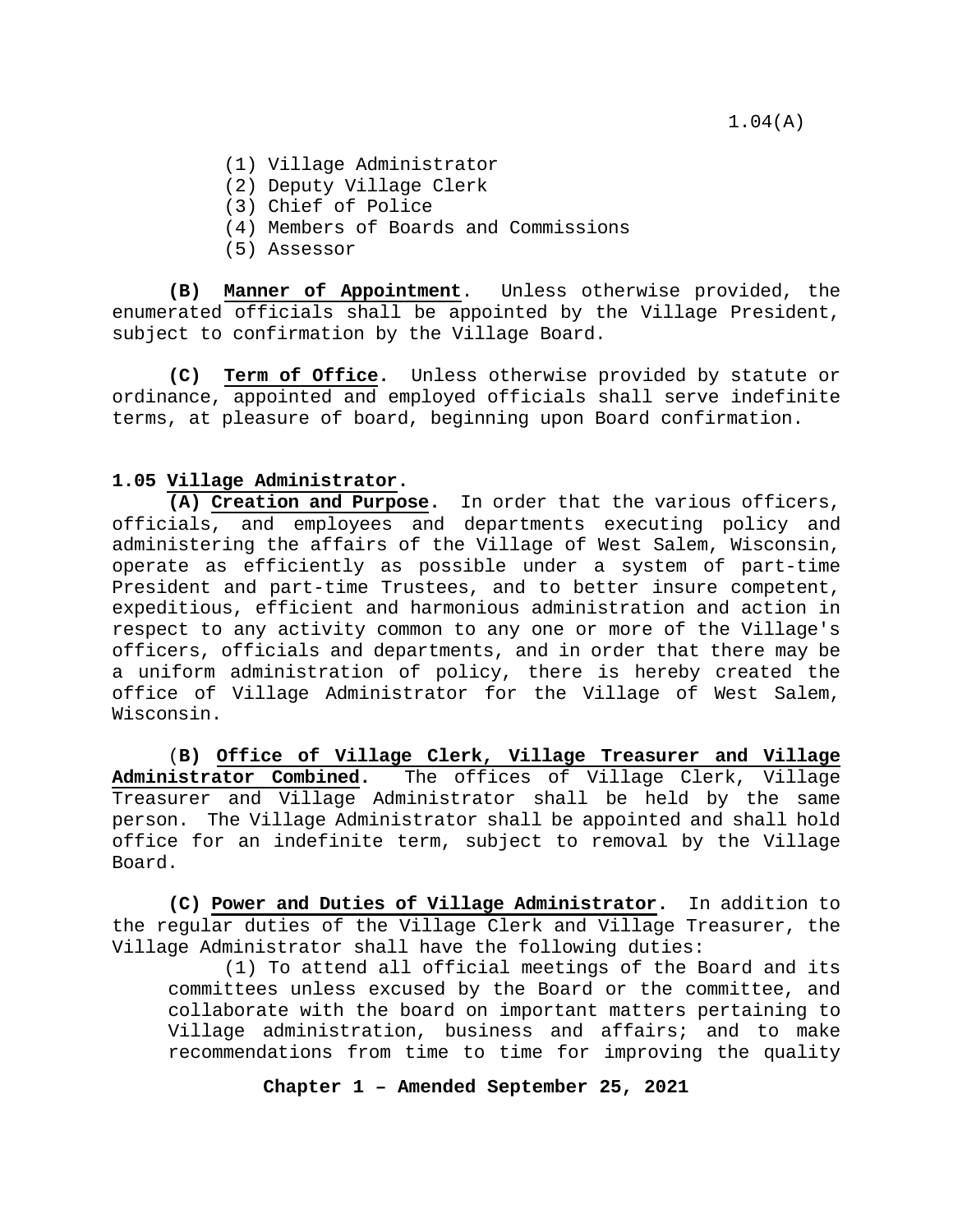(1) Village Administrator
(2) Deputy Village Clerk
(3) Chief of Police
(4) Members of Boards and Commissions
(5) Assessor

**(B) Manner of Appointment**. Unless otherwise provided, the enumerated officials shall be appointed by the Village President, subject to confirmation by the Village Board.

**(C) Term of Office.** Unless otherwise provided by statute or ordinance, appointed and employed officials shall serve indefinite terms, at pleasure of board, beginning upon Board confirmation.

**1.05 Village Administrator.**

**(A) Creation and Purpose.** In order that the various officers, officials, and employees and departments executing policy and administering the affairs of the Village of West Salem, Wisconsin, operate as efficiently as possible under a system of part-time President and part-time Trustees, and to better insure competent, expeditious, efficient and harmonious administration and action in respect to any activity common to any one or more of the Village's officers, officials and departments, and in order that there may be a uniform administration of policy, there is hereby created the office of Village Administrator for the Village of West Salem, Wisconsin.

(**B) Office of Village Clerk, Village Treasurer and Village Administrator Combined.** The offices of Village Clerk, Village Treasurer and Village Administrator shall be held by the same person. The Village Administrator shall be appointed and shall hold office for an indefinite term, subject to removal by the Village Board.

**(C) Power and Duties of Village Administrator.** In addition to the regular duties of the Village Clerk and Village Treasurer, the Village Administrator shall have the following duties:

(1) To attend all official meetings of the Board and its committees unless excused by the Board or the committee, and collaborate with the board on important matters pertaining to Village administration, business and affairs; and to make recommendations from time to time for improving the quality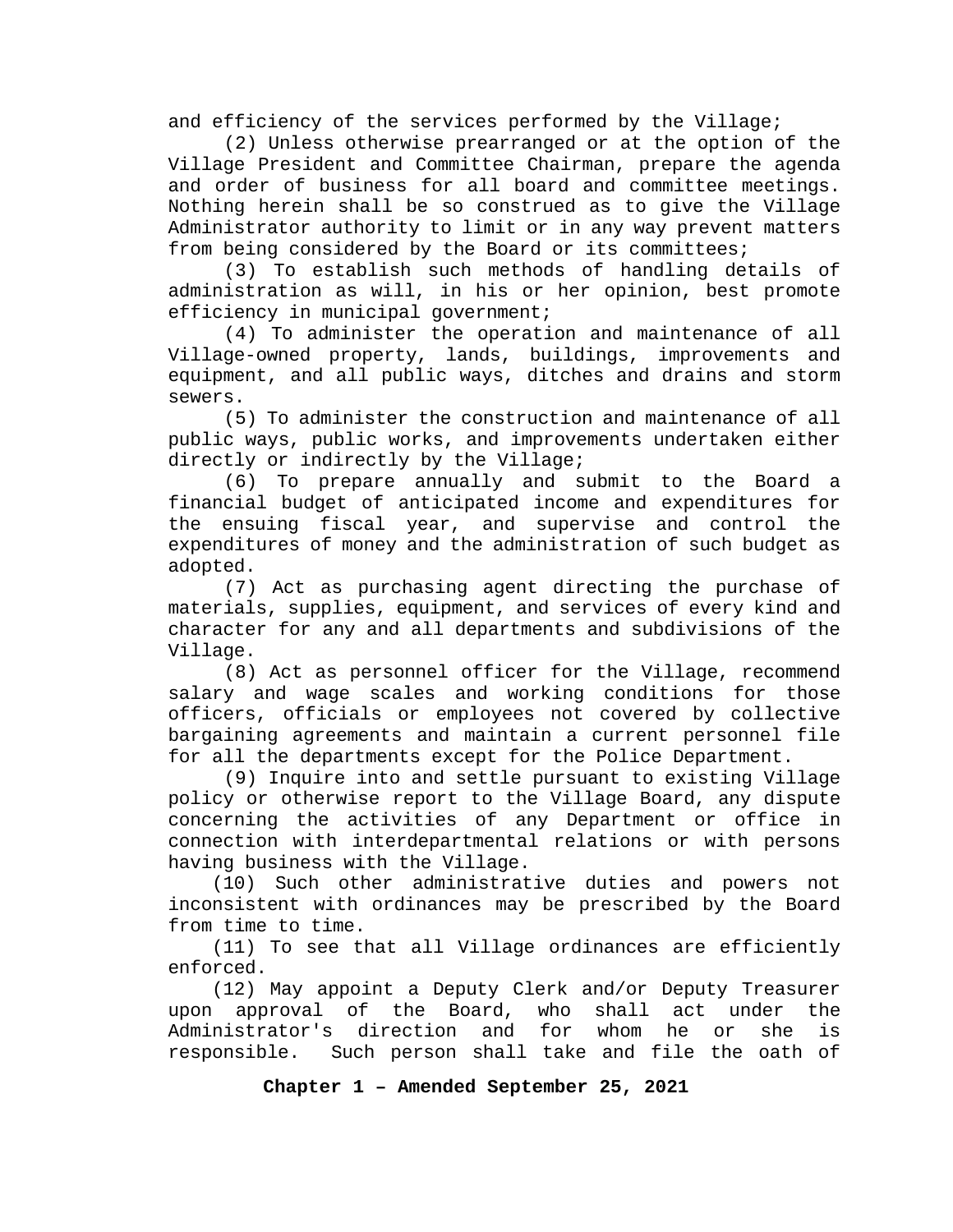and efficiency of the services performed by the Village;

(2) Unless otherwise prearranged or at the option of the Village President and Committee Chairman, prepare the agenda and order of business for all board and committee meetings. Nothing herein shall be so construed as to give the Village Administrator authority to limit or in any way prevent matters from being considered by the Board or its committees;

(3) To establish such methods of handling details of administration as will, in his or her opinion, best promote efficiency in municipal government;

(4) To administer the operation and maintenance of all Village-owned property, lands, buildings, improvements and equipment, and all public ways, ditches and drains and storm sewers.

(5) To administer the construction and maintenance of all public ways, public works, and improvements undertaken either directly or indirectly by the Village;

(6) To prepare annually and submit to the Board a financial budget of anticipated income and expenditures for the ensuing fiscal year, and supervise and control the expenditures of money and the administration of such budget as adopted.

(7) Act as purchasing agent directing the purchase of materials, supplies, equipment, and services of every kind and character for any and all departments and subdivisions of the Village.

(8) Act as personnel officer for the Village, recommend salary and wage scales and working conditions for those officers, officials or employees not covered by collective bargaining agreements and maintain a current personnel file for all the departments except for the Police Department.

(9) Inquire into and settle pursuant to existing Village policy or otherwise report to the Village Board, any dispute concerning the activities of any Department or office in connection with interdepartmental relations or with persons having business with the Village.

(10) Such other administrative duties and powers not inconsistent with ordinances may be prescribed by the Board from time to time.

(11) To see that all Village ordinances are efficiently enforced.

(12) May appoint a Deputy Clerk and/or Deputy Treasurer upon approval of the Board, who shall act under the Administrator's direction and for whom he or she is responsible. Such person shall take and file the oath of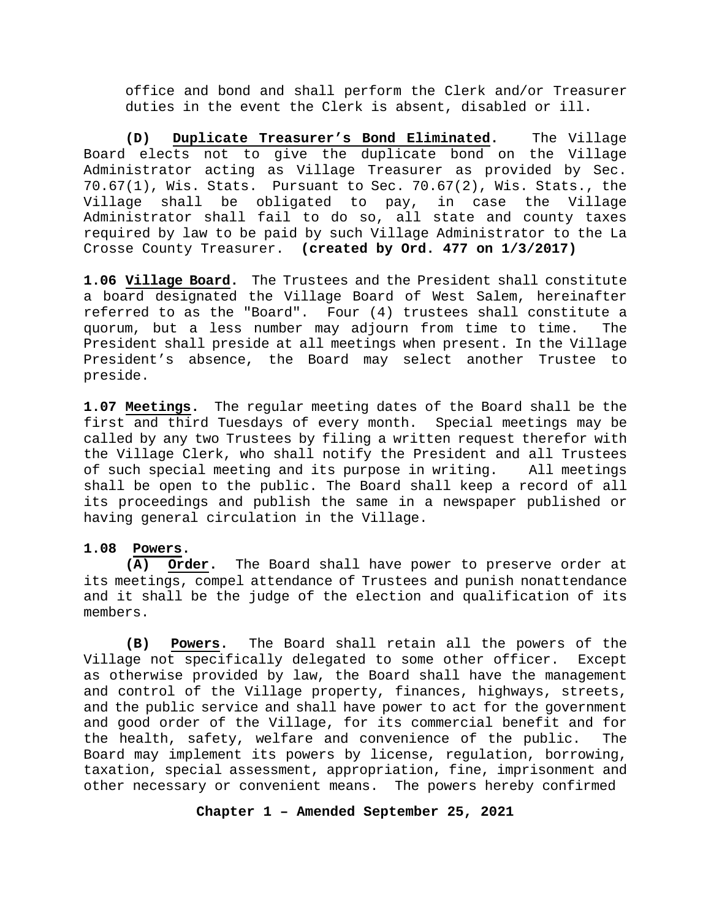office and bond and shall perform the Clerk and/or Treasurer duties in the event the Clerk is absent, disabled or ill.

**(D) Duplicate Treasurer's Bond Eliminated.** The Village Board elects not to give the duplicate bond on the Village Administrator acting as Village Treasurer as provided by Sec. 70.67(1), Wis. Stats. Pursuant to Sec. 70.67(2), Wis. Stats., the Village shall be obligated to pay, in case the Village Administrator shall fail to do so, all state and county taxes required by law to be paid by such Village Administrator to the La Crosse County Treasurer. **(created by Ord. 477 on 1/3/2017)**

**1.06 Village Board.** The Trustees and the President shall constitute a board designated the Village Board of West Salem, hereinafter referred to as the "Board". Four (4) trustees shall constitute a quorum, but a less number may adjourn from time to time. The President shall preside at all meetings when present. In the Village President's absence, the Board may select another Trustee to preside.

**1.07 Meetings.** The regular meeting dates of the Board shall be the first and third Tuesdays of every month. Special meetings may be called by any two Trustees by filing a written request therefor with the Village Clerk, who shall notify the President and all Trustees of such special meeting and its purpose in writing. All meetings shall be open to the public. The Board shall keep a record of all its proceedings and publish the same in a newspaper published or having general circulation in the Village.

**1.08 Powers.**

**(A) Order.** The Board shall have power to preserve order at its meetings, compel attendance of Trustees and punish nonattendance and it shall be the judge of the election and qualification of its members.

**(B) Powers.** The Board shall retain all the powers of the Village not specifically delegated to some other officer. Except as otherwise provided by law, the Board shall have the management and control of the Village property, finances, highways, streets, and the public service and shall have power to act for the government and good order of the Village, for its commercial benefit and for the health, safety, welfare and convenience of the public. The Board may implement its powers by license, regulation, borrowing, taxation, special assessment, appropriation, fine, imprisonment and other necessary or convenient means. The powers hereby confirmed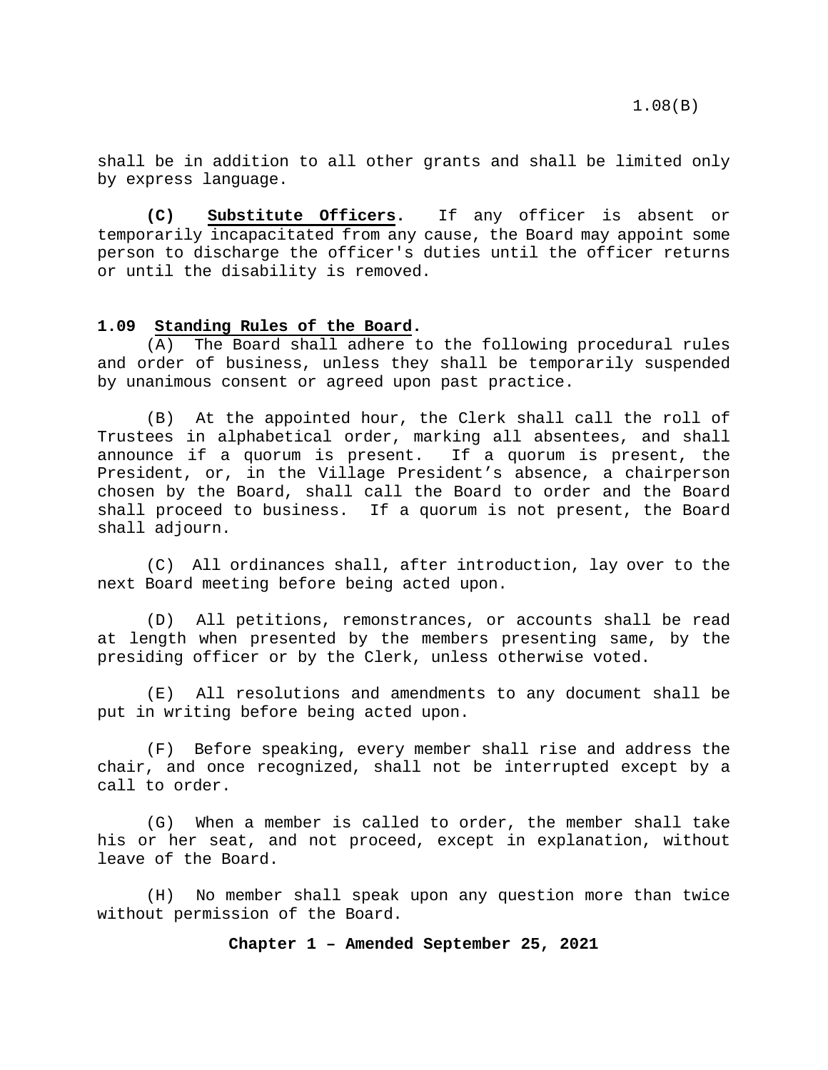shall be in addition to all other grants and shall be limited only by express language.

**(C) Substitute Officers.** If any officer is absent or temporarily incapacitated from any cause, the Board may appoint some person to discharge the officer's duties until the officer returns or until the disability is removed.

## 1.09 Standing Rules of the Board.

(A) The Board shall adhere to the following procedural rules and order of business, unless they shall be temporarily suspended by unanimous consent or agreed upon past practice.

(B) At the appointed hour, the Clerk shall call the roll of Trustees in alphabetical order, marking all absentees, and shall announce if a quorum is present. If a quorum is present, the President, or, in the Village President's absence, a chairperson chosen by the Board, shall call the Board to order and the Board shall proceed to business. If a quorum is not present, the Board shall adjourn.

(C) All ordinances shall, after introduction, lay over to the next Board meeting before being acted upon.

(D) All petitions, remonstrances, or accounts shall be read at length when presented by the members presenting same, by the presiding officer or by the Clerk, unless otherwise voted.

(E) All resolutions and amendments to any document shall be put in writing before being acted upon.

(F) Before speaking, every member shall rise and address the chair, and once recognized, shall not be interrupted except by a call to order.

(G) When a member is called to order, the member shall take his or her seat, and not proceed, except in explanation, without leave of the Board.

(H) No member shall speak upon any question more than twice without permission of the Board.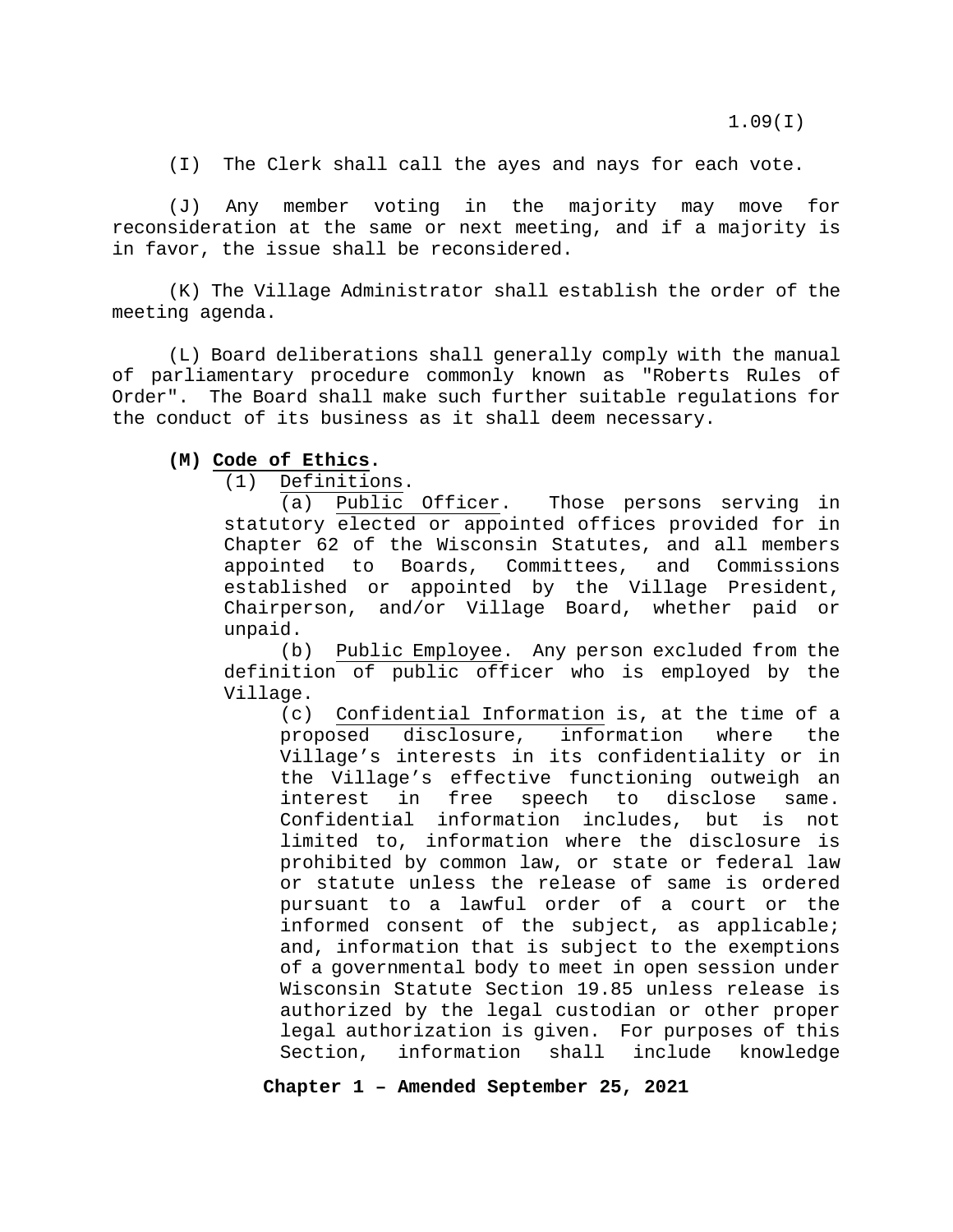(I) The Clerk shall call the ayes and nays for each vote.

(J) Any member voting in the majority may move for reconsideration at the same or next meeting, and if a majority is in favor, the issue shall be reconsidered.

(K) The Village Administrator shall establish the order of the meeting agenda.

(L) Board deliberations shall generally comply with the manual of parliamentary procedure commonly known as "Roberts Rules of Order". The Board shall make such further suitable regulations for the conduct of its business as it shall deem necessary.

**(M) Code of Ethics.**

(1) Definitions.

(a) Public Officer. Those persons serving in statutory elected or appointed offices provided for in Chapter 62 of the Wisconsin Statutes, and all members appointed to Boards, Committees, and Commissions established or appointed by the Village President, Chairperson, and/or Village Board, whether paid or unpaid.

(b) Public Employee. Any person excluded from the definition of public officer who is employed by the Village.

(c) Confidential Information is, at the time of a proposed disclosure, information where the Village's interests in its confidentiality or in the Village's effective functioning outweigh an interest in free speech to disclose same. Confidential information includes, but is not limited to, information where the disclosure is prohibited by common law, or state or federal law or statute unless the release of same is ordered pursuant to a lawful order of a court or the informed consent of the subject, as applicable; and, information that is subject to the exemptions of a governmental body to meet in open session under Wisconsin Statute Section 19.85 unless release is authorized by the legal custodian or other proper legal authorization is given. For purposes of this Section, information shall include knowledge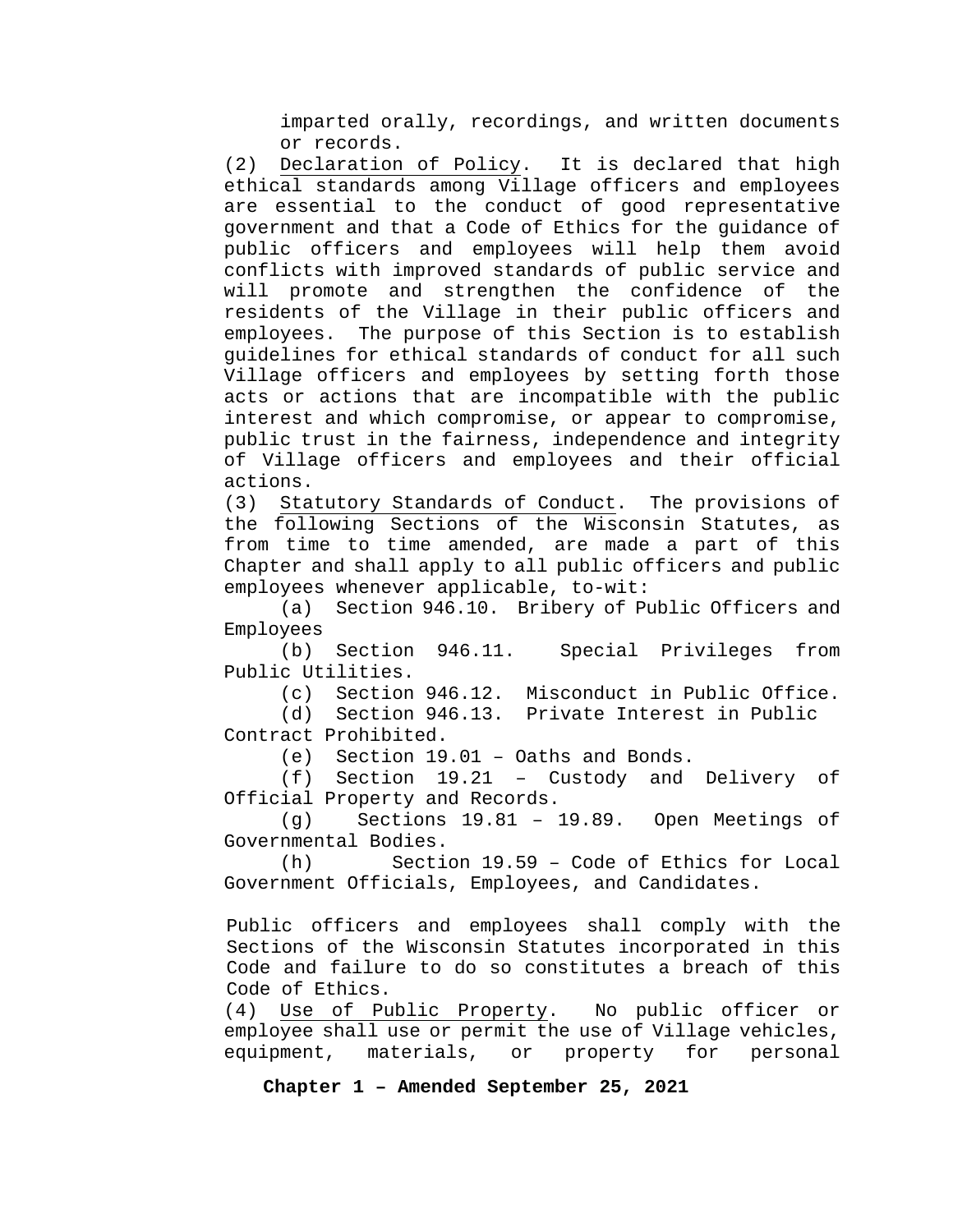imparted orally, recordings, and written documents or records.

(2) Declaration of Policy. It is declared that high ethical standards among Village officers and employees are essential to the conduct of good representative government and that a Code of Ethics for the guidance of public officers and employees will help them avoid conflicts with improved standards of public service and will promote and strengthen the confidence of the residents of the Village in their public officers and employees. The purpose of this Section is to establish guidelines for ethical standards of conduct for all such Village officers and employees by setting forth those acts or actions that are incompatible with the public interest and which compromise, or appear to compromise, public trust in the fairness, independence and integrity of Village officers and employees and their official actions.

(3) Statutory Standards of Conduct. The provisions of the following Sections of the Wisconsin Statutes, as from time to time amended, are made a part of this Chapter and shall apply to all public officers and public employees whenever applicable, to-wit:

(a) Section 946.10. Bribery of Public Officers and Employees

(b) Section 946.11. Special Privileges from Public Utilities.

(c) Section 946.12. Misconduct in Public Office.

(d) Section 946.13. Private Interest in Public Contract Prohibited.

(e) Section 19.01 – Oaths and Bonds.

(f) Section 19.21 – Custody and Delivery of Official Property and Records.

(g) Sections 19.81 – 19.89. Open Meetings of Governmental Bodies.

(h) Section 19.59 – Code of Ethics for Local Government Officials, Employees, and Candidates.

Public officers and employees shall comply with the Sections of the Wisconsin Statutes incorporated in this Code and failure to do so constitutes a breach of this Code of Ethics.

(4) Use of Public Property. No public officer or employee shall use or permit the use of Village vehicles, equipment, materials, or property for personal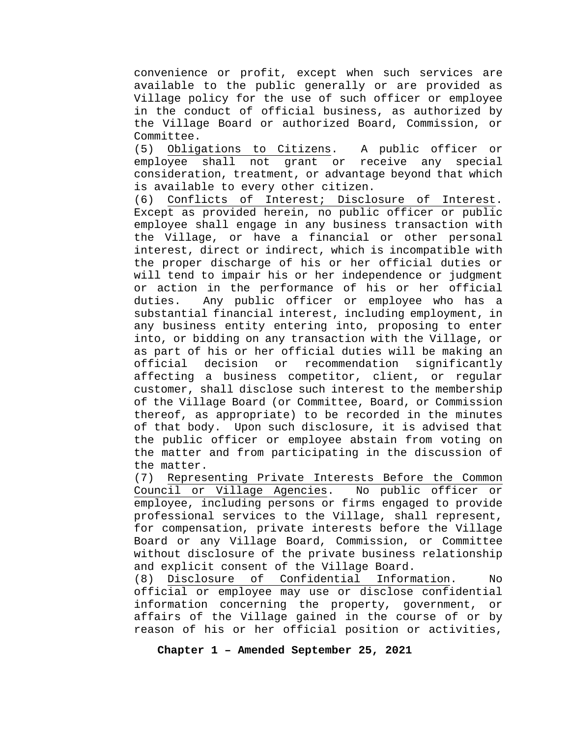convenience or profit, except when such services are available to the public generally or are provided as Village policy for the use of such officer or employee in the conduct of official business, as authorized by the Village Board or authorized Board, Commission, or Committee.

(5) Obligations to Citizens. A public officer or employee shall not grant or receive any special consideration, treatment, or advantage beyond that which is available to every other citizen.

(6) Conflicts of Interest; Disclosure of Interest. Except as provided herein, no public officer or public employee shall engage in any business transaction with the Village, or have a financial or other personal interest, direct or indirect, which is incompatible with the proper discharge of his or her official duties or will tend to impair his or her independence or judgment or action in the performance of his or her official duties. Any public officer or employee who has a substantial financial interest, including employment, in any business entity entering into, proposing to enter into, or bidding on any transaction with the Village, or as part of his or her official duties will be making an official decision or recommendation significantly affecting a business competitor, client, or regular customer, shall disclose such interest to the membership of the Village Board (or Committee, Board, or Commission thereof, as appropriate) to be recorded in the minutes of that body. Upon such disclosure, it is advised that the public officer or employee abstain from voting on the matter and from participating in the discussion of the matter.

(7) Representing Private Interests Before the Common Council or Village Agencies. No public officer or employee, including persons or firms engaged to provide professional services to the Village, shall represent, for compensation, private interests before the Village Board or any Village Board, Commission, or Committee without disclosure of the private business relationship and explicit consent of the Village Board.

(8) Disclosure of Confidential Information. No official or employee may use or disclose confidential information concerning the property, government, or affairs of the Village gained in the course of or by reason of his or her official position or activities,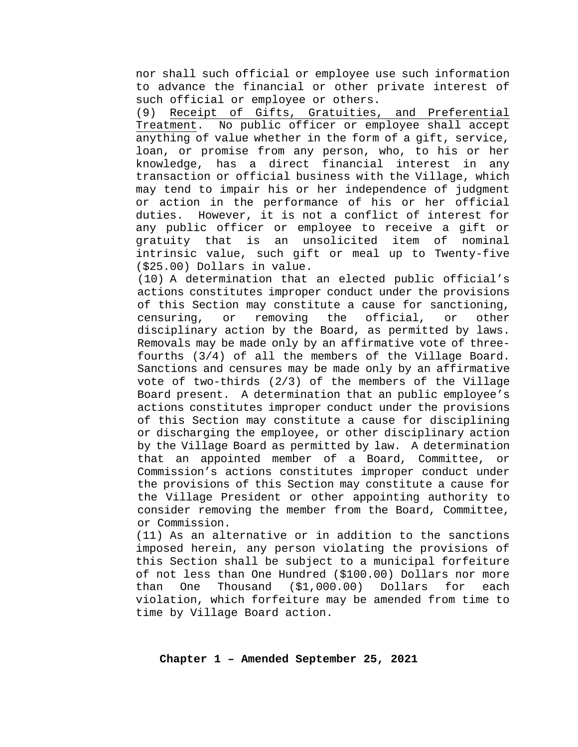nor shall such official or employee use such information to advance the financial or other private interest of such official or employee or others.

(9) Receipt of Gifts, Gratuities, and Preferential Treatment. No public officer or employee shall accept anything of value whether in the form of a gift, service, loan, or promise from any person, who, to his or her knowledge, has a direct financial interest in any transaction or official business with the Village, which may tend to impair his or her independence of judgment or action in the performance of his or her official duties. However, it is not a conflict of interest for any public officer or employee to receive a gift or gratuity that is an unsolicited item of nominal intrinsic value, such gift or meal up to Twenty-five ($25.00) Dollars in value.

(10) A determination that an elected public official's actions constitutes improper conduct under the provisions of this Section may constitute a cause for sanctioning, censuring, or removing the official, or other disciplinary action by the Board, as permitted by laws. Removals may be made only by an affirmative vote of three-fourths (3/4) of all the members of the Village Board. Sanctions and censures may be made only by an affirmative vote of two-thirds (2/3) of the members of the Village Board present. A determination that an public employee's actions constitutes improper conduct under the provisions of this Section may constitute a cause for disciplining or discharging the employee, or other disciplinary action by the Village Board as permitted by law. A determination that an appointed member of a Board, Committee, or Commission's actions constitutes improper conduct under the provisions of this Section may constitute a cause for the Village President or other appointing authority to consider removing the member from the Board, Committee, or Commission.

(11) As an alternative or in addition to the sanctions imposed herein, any person violating the provisions of this Section shall be subject to a municipal forfeiture of not less than One Hundred ($100.00) Dollars nor more than One Thousand ($1,000.00) Dollars for each violation, which forfeiture may be amended from time to time by Village Board action.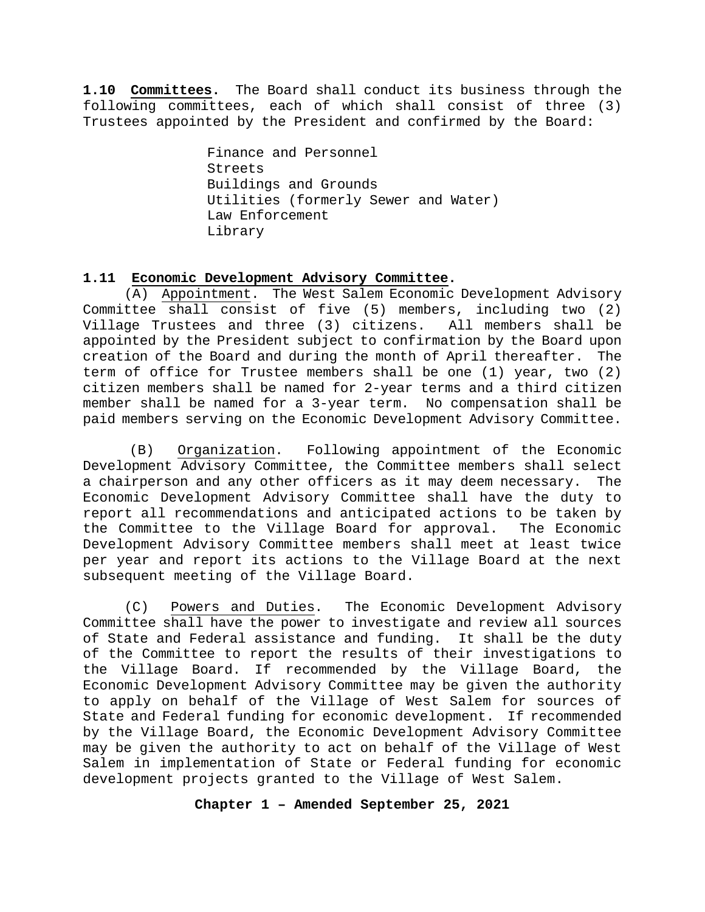**1.10 Committees.** The Board shall conduct its business through the following committees, each of which shall consist of three (3) Trustees appointed by the President and confirmed by the Board:

- Finance and Personnel
- Streets
- Buildings and Grounds
- Utilities (formerly Sewer and Water)
- Law Enforcement
- Library

**1.11 Economic Development Advisory Committee.**

(A) Appointment. The West Salem Economic Development Advisory Committee shall consist of five (5) members, including two (2) Village Trustees and three (3) citizens. All members shall be appointed by the President subject to confirmation by the Board upon creation of the Board and during the month of April thereafter. The term of office for Trustee members shall be one (1) year, two (2) citizen members shall be named for 2-year terms and a third citizen member shall be named for a 3-year term. No compensation shall be paid members serving on the Economic Development Advisory Committee.

(B) Organization. Following appointment of the Economic Development Advisory Committee, the Committee members shall select a chairperson and any other officers as it may deem necessary. The Economic Development Advisory Committee shall have the duty to report all recommendations and anticipated actions to be taken by the Committee to the Village Board for approval. The Economic Development Advisory Committee members shall meet at least twice per year and report its actions to the Village Board at the next subsequent meeting of the Village Board.

(C) Powers and Duties. The Economic Development Advisory Committee shall have the power to investigate and review all sources of State and Federal assistance and funding. It shall be the duty of the Committee to report the results of their investigations to the Village Board. If recommended by the Village Board, the Economic Development Advisory Committee may be given the authority to apply on behalf of the Village of West Salem for sources of State and Federal funding for economic development. If recommended by the Village Board, the Economic Development Advisory Committee may be given the authority to act on behalf of the Village of West Salem in implementation of State or Federal funding for economic development projects granted to the Village of West Salem.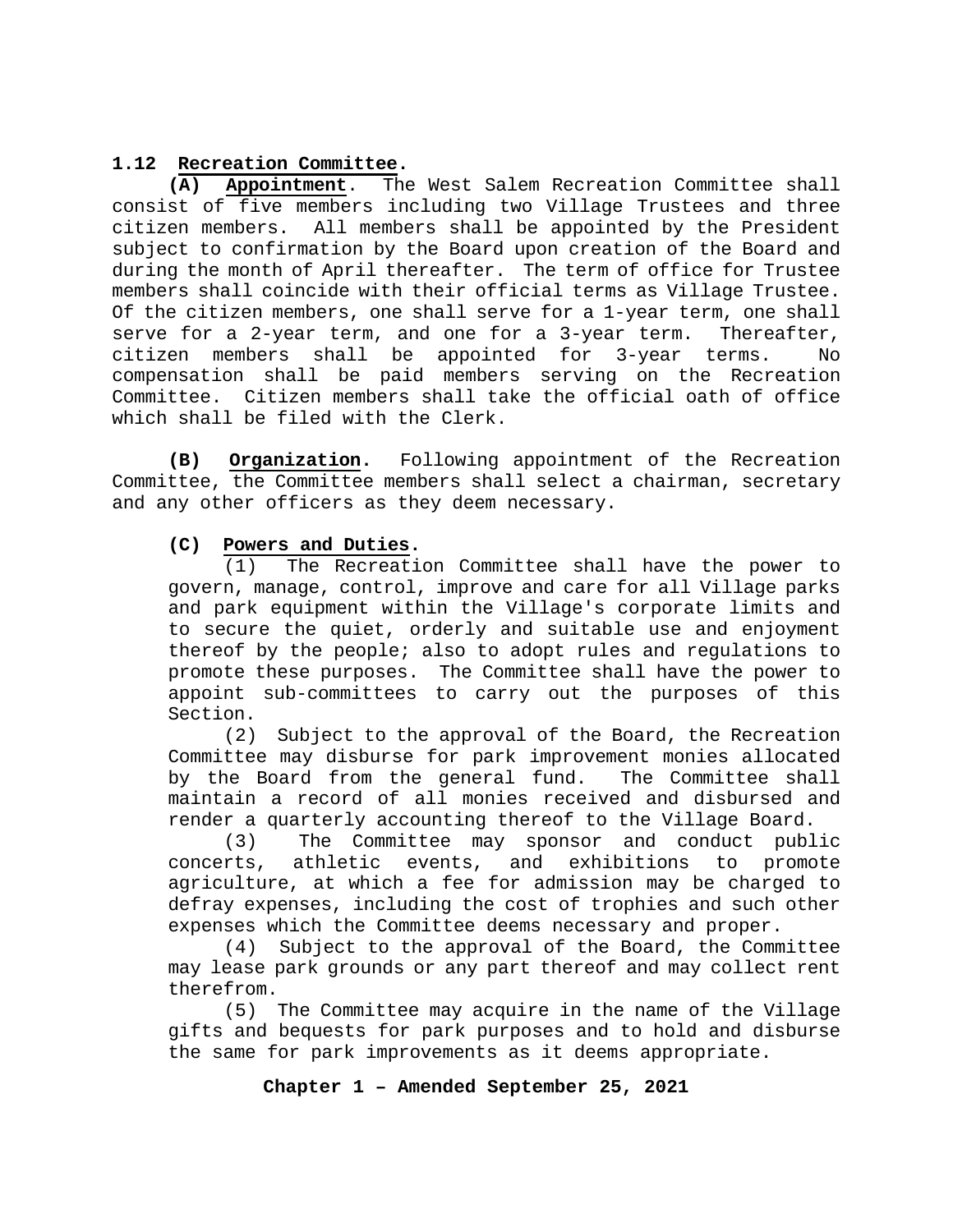## 1.12 Recreation Committee.

**(A) Appointment**. The West Salem Recreation Committee shall consist of five members including two Village Trustees and three citizen members. All members shall be appointed by the President subject to confirmation by the Board upon creation of the Board and during the month of April thereafter. The term of office for Trustee members shall coincide with their official terms as Village Trustee. Of the citizen members, one shall serve for a 1-year term, one shall serve for a 2-year term, and one for a 3-year term. Thereafter, citizen members shall be appointed for 3-year terms. No compensation shall be paid members serving on the Recreation Committee. Citizen members shall take the official oath of office which shall be filed with the Clerk.

**(B) Organization.** Following appointment of the Recreation Committee, the Committee members shall select a chairman, secretary and any other officers as they deem necessary.

**(C) Powers and Duties.**

(1) The Recreation Committee shall have the power to govern, manage, control, improve and care for all Village parks and park equipment within the Village's corporate limits and to secure the quiet, orderly and suitable use and enjoyment thereof by the people; also to adopt rules and regulations to promote these purposes. The Committee shall have the power to appoint sub-committees to carry out the purposes of this Section.

(2) Subject to the approval of the Board, the Recreation Committee may disburse for park improvement monies allocated by the Board from the general fund. The Committee shall maintain a record of all monies received and disbursed and render a quarterly accounting thereof to the Village Board.

(3) The Committee may sponsor and conduct public concerts, athletic events, and exhibitions to promote agriculture, at which a fee for admission may be charged to defray expenses, including the cost of trophies and such other expenses which the Committee deems necessary and proper.

(4) Subject to the approval of the Board, the Committee may lease park grounds or any part thereof and may collect rent therefrom.

(5) The Committee may acquire in the name of the Village gifts and bequests for park purposes and to hold and disburse the same for park improvements as it deems appropriate.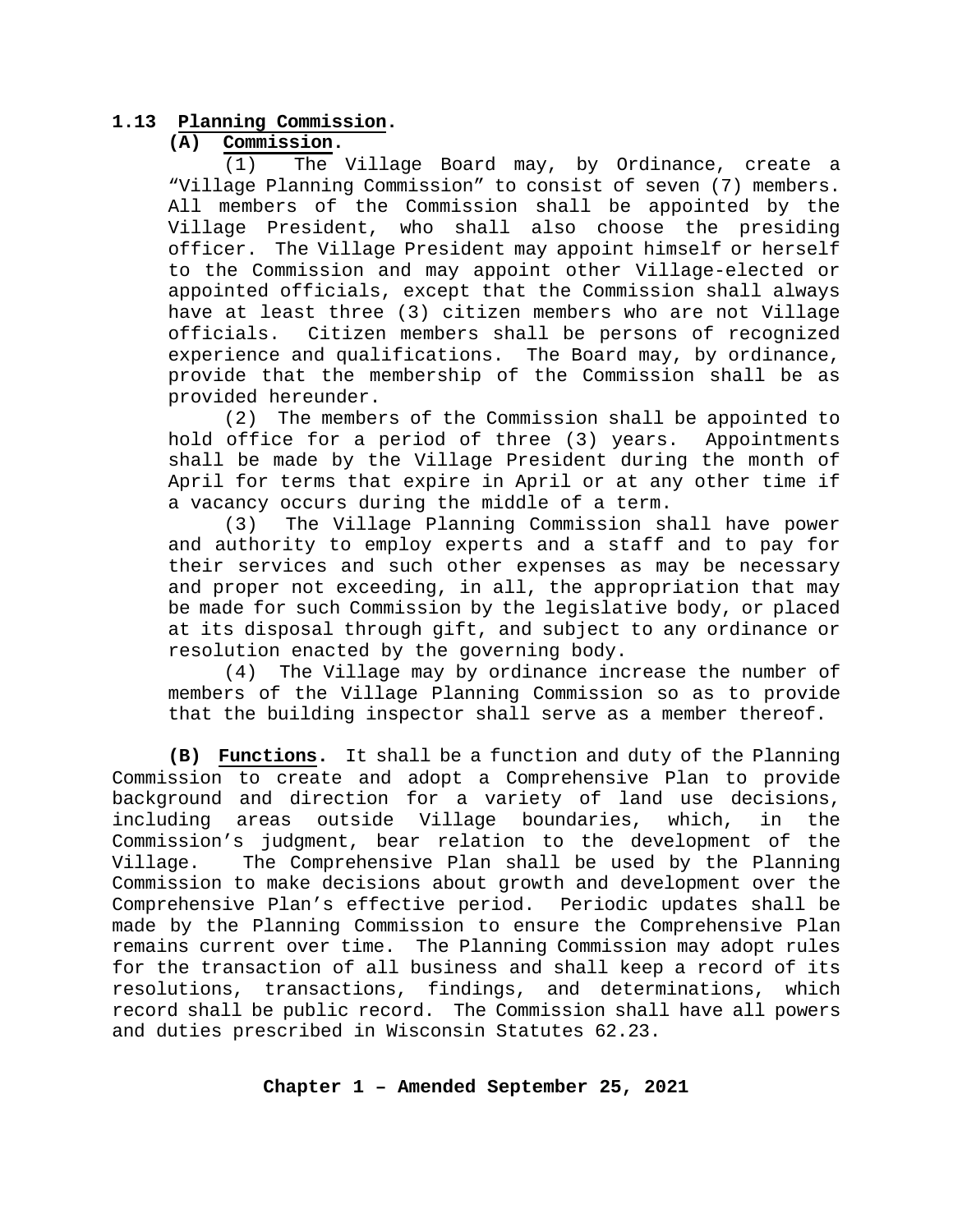**1.13 Planning Commission.**

**(A) Commission.**

(1) The Village Board may, by Ordinance, create a "Village Planning Commission" to consist of seven (7) members. All members of the Commission shall be appointed by the Village President, who shall also choose the presiding officer. The Village President may appoint himself or herself to the Commission and may appoint other Village-elected or appointed officials, except that the Commission shall always have at least three (3) citizen members who are not Village officials. Citizen members shall be persons of recognized experience and qualifications. The Board may, by ordinance, provide that the membership of the Commission shall be as provided hereunder.

(2) The members of the Commission shall be appointed to hold office for a period of three (3) years. Appointments shall be made by the Village President during the month of April for terms that expire in April or at any other time if a vacancy occurs during the middle of a term.

(3) The Village Planning Commission shall have power and authority to employ experts and a staff and to pay for their services and such other expenses as may be necessary and proper not exceeding, in all, the appropriation that may be made for such Commission by the legislative body, or placed at its disposal through gift, and subject to any ordinance or resolution enacted by the governing body.

(4) The Village may by ordinance increase the number of members of the Village Planning Commission so as to provide that the building inspector shall serve as a member thereof.

**(B) Functions.** It shall be a function and duty of the Planning Commission to create and adopt a Comprehensive Plan to provide background and direction for a variety of land use decisions, including areas outside Village boundaries, which, in the Commission's judgment, bear relation to the development of the Village. The Comprehensive Plan shall be used by the Planning Commission to make decisions about growth and development over the Comprehensive Plan's effective period. Periodic updates shall be made by the Planning Commission to ensure the Comprehensive Plan remains current over time. The Planning Commission may adopt rules for the transaction of all business and shall keep a record of its resolutions, transactions, findings, and determinations, which record shall be public record. The Commission shall have all powers and duties prescribed in Wisconsin Statutes 62.23.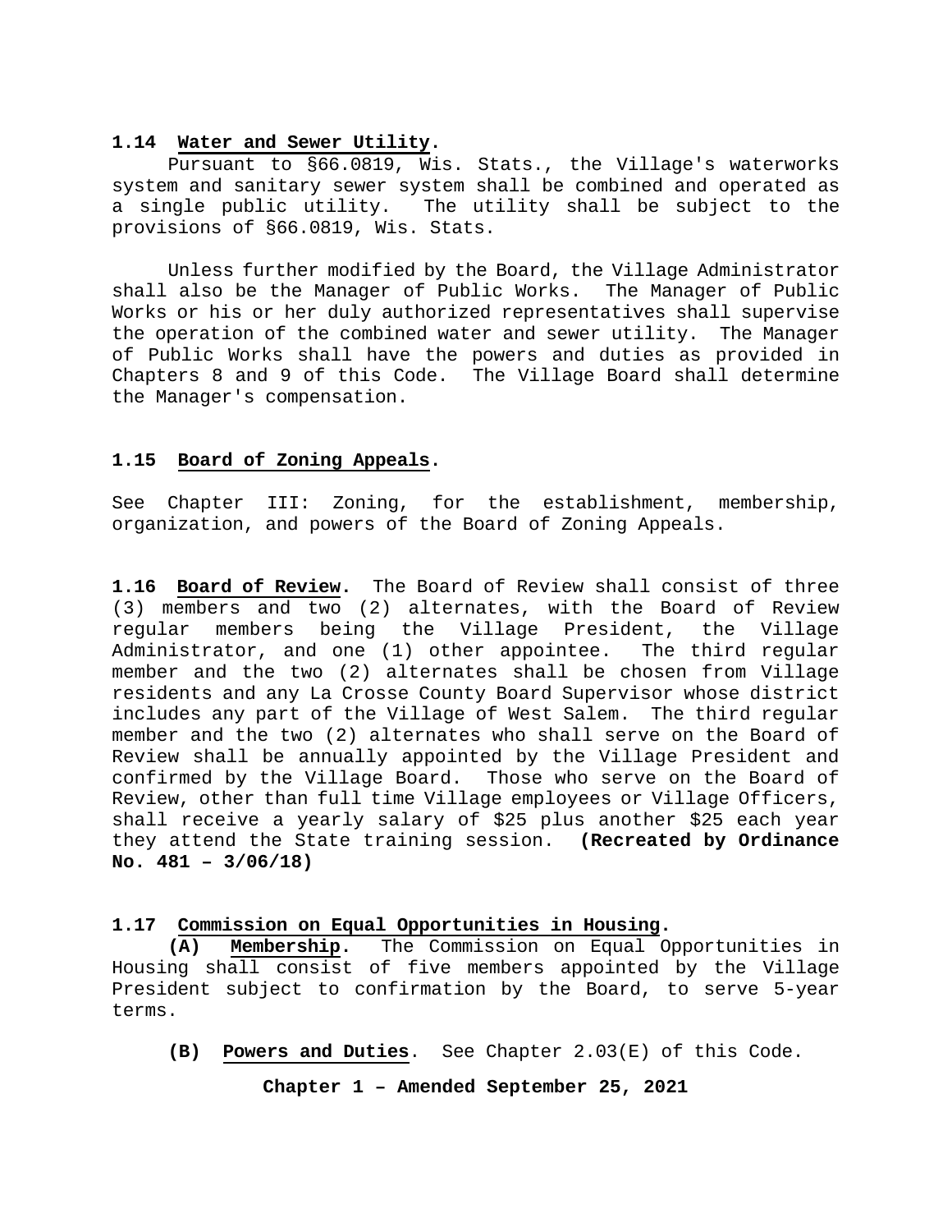**1.14 Water and Sewer Utility.**

Pursuant to §66.0819, Wis. Stats., the Village's waterworks system and sanitary sewer system shall be combined and operated as a single public utility. The utility shall be subject to the provisions of §66.0819, Wis. Stats.

Unless further modified by the Board, the Village Administrator shall also be the Manager of Public Works. The Manager of Public Works or his or her duly authorized representatives shall supervise the operation of the combined water and sewer utility. The Manager of Public Works shall have the powers and duties as provided in Chapters 8 and 9 of this Code. The Village Board shall determine the Manager's compensation.

**1.15 Board of Zoning Appeals.**

See Chapter III: Zoning, for the establishment, membership, organization, and powers of the Board of Zoning Appeals.

**1.16 Board of Review.** The Board of Review shall consist of three (3) members and two (2) alternates, with the Board of Review regular members being the Village President, the Village Administrator, and one (1) other appointee. The third regular member and the two (2) alternates shall be chosen from Village residents and any La Crosse County Board Supervisor whose district includes any part of the Village of West Salem. The third regular member and the two (2) alternates who shall serve on the Board of Review shall be annually appointed by the Village President and confirmed by the Village Board. Those who serve on the Board of Review, other than full time Village employees or Village Officers, shall receive a yearly salary of $25 plus another $25 each year they attend the State training session. **(Recreated by Ordinance No. 481 – 3/06/18)**

**1.17 Commission on Equal Opportunities in Housing.**

**(A) Membership.** The Commission on Equal Opportunities in Housing shall consist of five members appointed by the Village President subject to confirmation by the Board, to serve 5-year terms.

**(B) Powers and Duties**. See Chapter 2.03(E) of this Code.

**Chapter 1 – Amended September 25, 2021**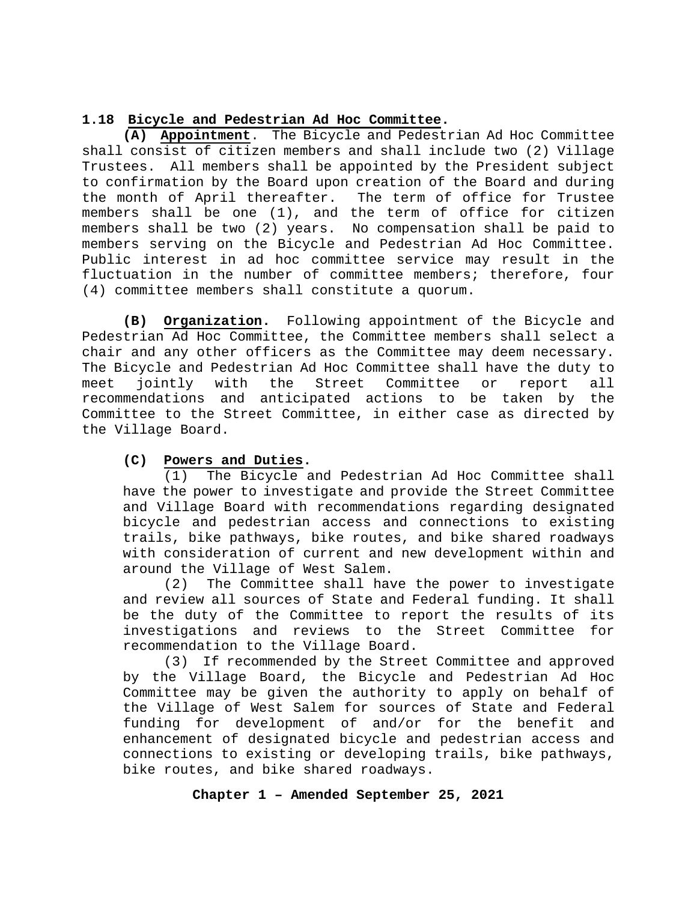## 1.18 **Bicycle and Pedestrian Ad Hoc Committee.**

**(A) Appointment**. The Bicycle and Pedestrian Ad Hoc Committee shall consist of citizen members and shall include two (2) Village Trustees. All members shall be appointed by the President subject to confirmation by the Board upon creation of the Board and during the month of April thereafter. The term of office for Trustee members shall be one (1), and the term of office for citizen members shall be two (2) years. No compensation shall be paid to members serving on the Bicycle and Pedestrian Ad Hoc Committee. Public interest in ad hoc committee service may result in the fluctuation in the number of committee members; therefore, four (4) committee members shall constitute a quorum.

**(B) Organization.** Following appointment of the Bicycle and Pedestrian Ad Hoc Committee, the Committee members shall select a chair and any other officers as the Committee may deem necessary. The Bicycle and Pedestrian Ad Hoc Committee shall have the duty to meet jointly with the Street Committee or report all recommendations and anticipated actions to be taken by the Committee to the Street Committee, in either case as directed by the Village Board.

**(C) Powers and Duties.**

(1) The Bicycle and Pedestrian Ad Hoc Committee shall have the power to investigate and provide the Street Committee and Village Board with recommendations regarding designated bicycle and pedestrian access and connections to existing trails, bike pathways, bike routes, and bike shared roadways with consideration of current and new development within and around the Village of West Salem.

(2) The Committee shall have the power to investigate and review all sources of State and Federal funding. It shall be the duty of the Committee to report the results of its investigations and reviews to the Street Committee for recommendation to the Village Board.

(3) If recommended by the Street Committee and approved by the Village Board, the Bicycle and Pedestrian Ad Hoc Committee may be given the authority to apply on behalf of the Village of West Salem for sources of State and Federal funding for development of and/or for the benefit and enhancement of designated bicycle and pedestrian access and connections to existing or developing trails, bike pathways, bike routes, and bike shared roadways.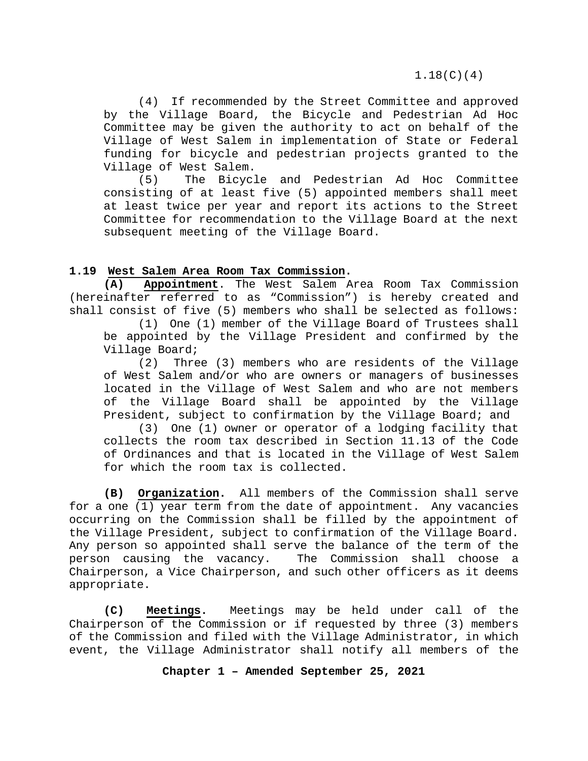(4) If recommended by the Street Committee and approved by the Village Board, the Bicycle and Pedestrian Ad Hoc Committee may be given the authority to act on behalf of the Village of West Salem in implementation of State or Federal funding for bicycle and pedestrian projects granted to the Village of West Salem.

(5) The Bicycle and Pedestrian Ad Hoc Committee consisting of at least five (5) appointed members shall meet at least twice per year and report its actions to the Street Committee for recommendation to the Village Board at the next subsequent meeting of the Village Board.

## 1.19 West Salem Area Room Tax Commission.

**(A) Appointment**. The West Salem Area Room Tax Commission (hereinafter referred to as "Commission") is hereby created and shall consist of five (5) members who shall be selected as follows:

(1) One (1) member of the Village Board of Trustees shall be appointed by the Village President and confirmed by the Village Board;

(2) Three (3) members who are residents of the Village of West Salem and/or who are owners or managers of businesses located in the Village of West Salem and who are not members of the Village Board shall be appointed by the Village President, subject to confirmation by the Village Board; and

(3) One (1) owner or operator of a lodging facility that collects the room tax described in Section 11.13 of the Code of Ordinances and that is located in the Village of West Salem for which the room tax is collected.

**(B) Organization.** All members of the Commission shall serve for a one (1) year term from the date of appointment. Any vacancies occurring on the Commission shall be filled by the appointment of the Village President, subject to confirmation of the Village Board. Any person so appointed shall serve the balance of the term of the person causing the vacancy. The Commission shall choose a Chairperson, a Vice Chairperson, and such other officers as it deems appropriate.

**(C) Meetings**. Meetings may be held under call of the Chairperson of the Commission or if requested by three (3) members of the Commission and filed with the Village Administrator, in which event, the Village Administrator shall notify all members of the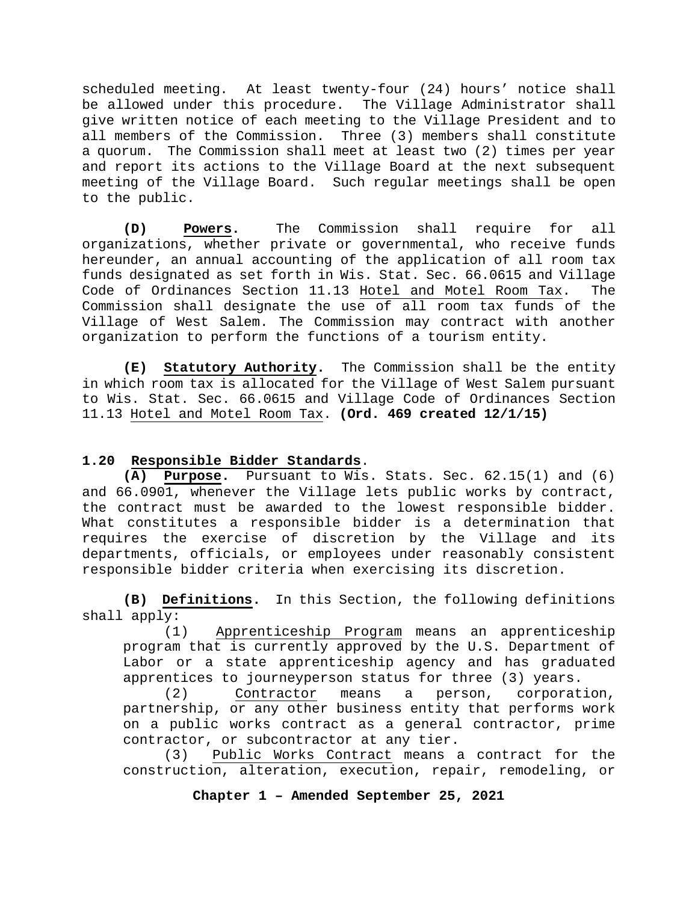scheduled meeting. At least twenty-four (24) hours' notice shall be allowed under this procedure. The Village Administrator shall give written notice of each meeting to the Village President and to all members of the Commission. Three (3) members shall constitute a quorum. The Commission shall meet at least two (2) times per year and report its actions to the Village Board at the next subsequent meeting of the Village Board. Such regular meetings shall be open to the public.

**(D) Powers.** The Commission shall require for all organizations, whether private or governmental, who receive funds hereunder, an annual accounting of the application of all room tax funds designated as set forth in Wis. Stat. Sec. 66.0615 and Village Code of Ordinances Section 11.13 Hotel and Motel Room Tax. The Commission shall designate the use of all room tax funds of the Village of West Salem. The Commission may contract with another organization to perform the functions of a tourism entity.

**(E) Statutory Authority.** The Commission shall be the entity in which room tax is allocated for the Village of West Salem pursuant to Wis. Stat. Sec. 66.0615 and Village Code of Ordinances Section 11.13 Hotel and Motel Room Tax. **(Ord. 469 created 12/1/15)**

## 1.20 Responsible Bidder Standards.

**(A) Purpose.** Pursuant to Wis. Stats. Sec. 62.15(1) and (6) and 66.0901, whenever the Village lets public works by contract, the contract must be awarded to the lowest responsible bidder. What constitutes a responsible bidder is a determination that requires the exercise of discretion by the Village and its departments, officials, or employees under reasonably consistent responsible bidder criteria when exercising its discretion.

**(B) Definitions.** In this Section, the following definitions shall apply:

(1) Apprenticeship Program means an apprenticeship program that is currently approved by the U.S. Department of Labor or a state apprenticeship agency and has graduated apprentices to journeyperson status for three (3) years.

(2) Contractor means a person, corporation, partnership, or any other business entity that performs work on a public works contract as a general contractor, prime contractor, or subcontractor at any tier.

(3) Public Works Contract means a contract for the construction, alteration, execution, repair, remodeling, or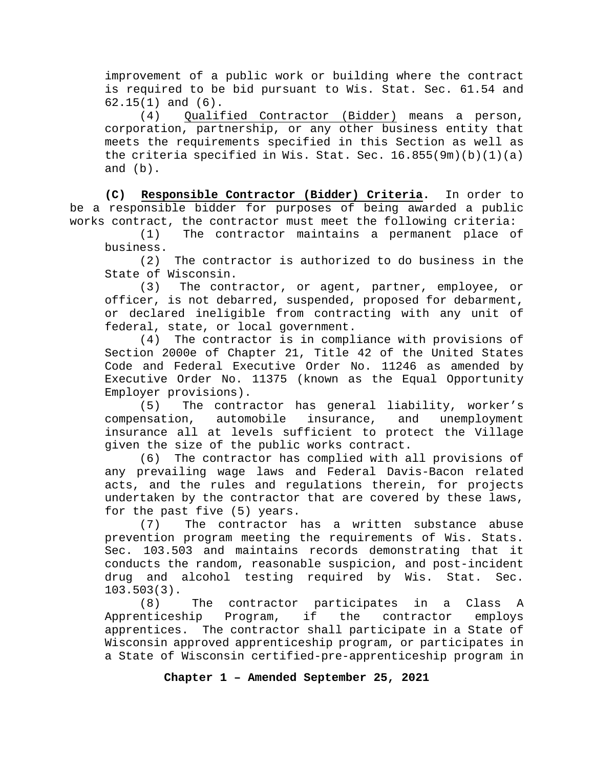improvement of a public work or building where the contract is required to be bid pursuant to Wis. Stat. Sec. 61.54 and 62.15(1) and (6).

(4) Qualified Contractor (Bidder) means a person, corporation, partnership, or any other business entity that meets the requirements specified in this Section as well as the criteria specified in Wis. Stat. Sec. 16.855(9m)(b)(1)(a) and (b).

**(C) Responsible Contractor (Bidder) Criteria.** In order to be a responsible bidder for purposes of being awarded a public works contract, the contractor must meet the following criteria:

(1) The contractor maintains a permanent place of business.

(2) The contractor is authorized to do business in the State of Wisconsin.

(3) The contractor, or agent, partner, employee, or officer, is not debarred, suspended, proposed for debarment, or declared ineligible from contracting with any unit of federal, state, or local government.

(4) The contractor is in compliance with provisions of Section 2000e of Chapter 21, Title 42 of the United States Code and Federal Executive Order No. 11246 as amended by Executive Order No. 11375 (known as the Equal Opportunity Employer provisions).

(5) The contractor has general liability, worker's compensation, automobile insurance, and unemployment insurance all at levels sufficient to protect the Village given the size of the public works contract.

(6) The contractor has complied with all provisions of any prevailing wage laws and Federal Davis-Bacon related acts, and the rules and regulations therein, for projects undertaken by the contractor that are covered by these laws, for the past five (5) years.

(7) The contractor has a written substance abuse prevention program meeting the requirements of Wis. Stats. Sec. 103.503 and maintains records demonstrating that it conducts the random, reasonable suspicion, and post-incident drug and alcohol testing required by Wis. Stat. Sec. 103.503(3).

(8) The contractor participates in a Class A Apprenticeship Program, if the contractor employs apprentices. The contractor shall participate in a State of Wisconsin approved apprenticeship program, or participates in a State of Wisconsin certified-pre-apprenticeship program in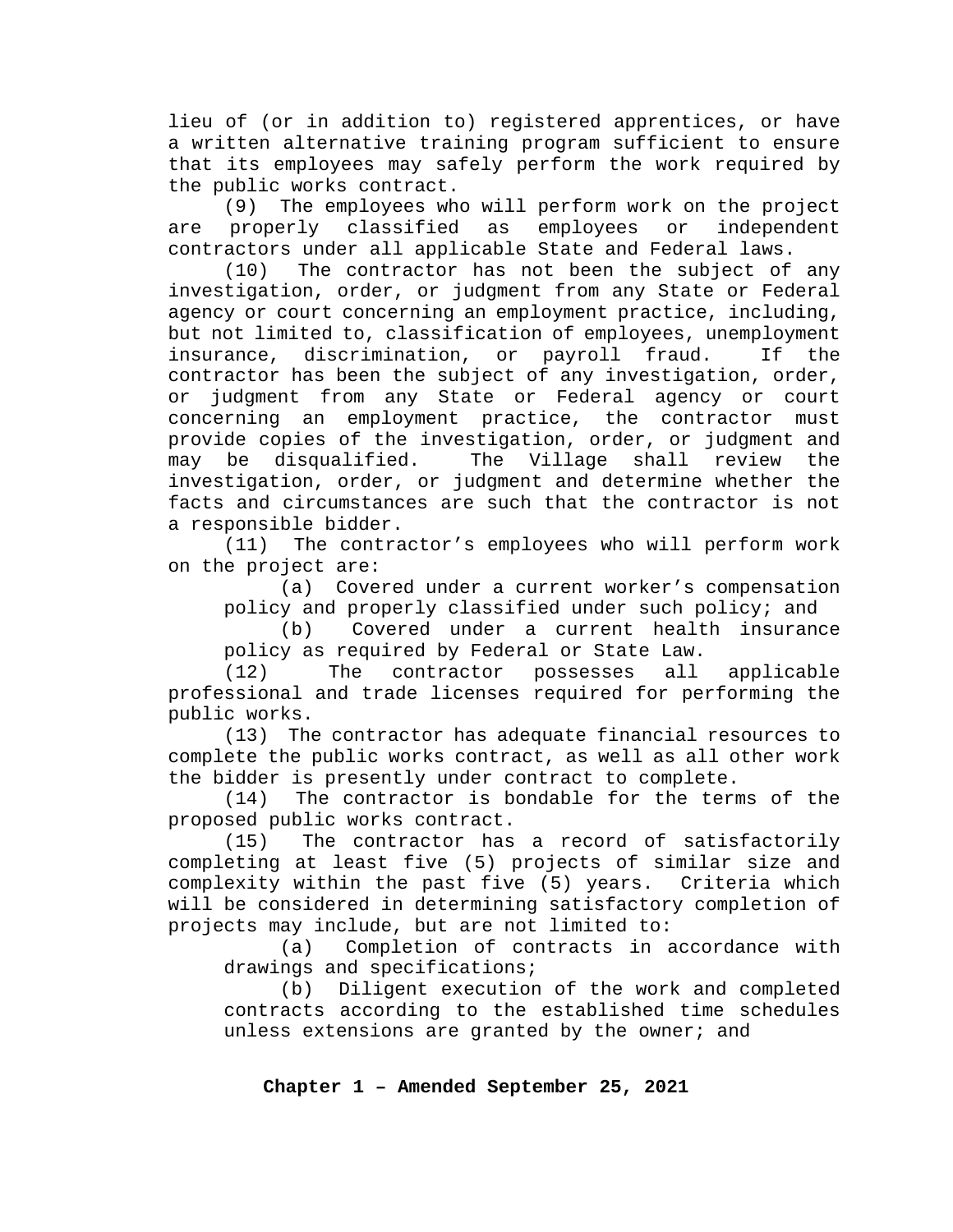lieu of (or in addition to) registered apprentices, or have a written alternative training program sufficient to ensure that its employees may safely perform the work required by the public works contract.

(9) The employees who will perform work on the project are properly classified as employees or independent contractors under all applicable State and Federal laws.

(10) The contractor has not been the subject of any investigation, order, or judgment from any State or Federal agency or court concerning an employment practice, including, but not limited to, classification of employees, unemployment insurance, discrimination, or payroll fraud. If the contractor has been the subject of any investigation, order, or judgment from any State or Federal agency or court concerning an employment practice, the contractor must provide copies of the investigation, order, or judgment and may be disqualified. The Village shall review the investigation, order, or judgment and determine whether the facts and circumstances are such that the contractor is not a responsible bidder.

(11) The contractor's employees who will perform work on the project are:

(a) Covered under a current worker's compensation policy and properly classified under such policy; and

(b) Covered under a current health insurance policy as required by Federal or State Law.

(12) The contractor possesses all applicable professional and trade licenses required for performing the public works.

(13) The contractor has adequate financial resources to complete the public works contract, as well as all other work the bidder is presently under contract to complete.

(14) The contractor is bondable for the terms of the proposed public works contract.

(15) The contractor has a record of satisfactorily completing at least five (5) projects of similar size and complexity within the past five (5) years. Criteria which will be considered in determining satisfactory completion of projects may include, but are not limited to:

(a) Completion of contracts in accordance with drawings and specifications;

(b) Diligent execution of the work and completed contracts according to the established time schedules unless extensions are granted by the owner; and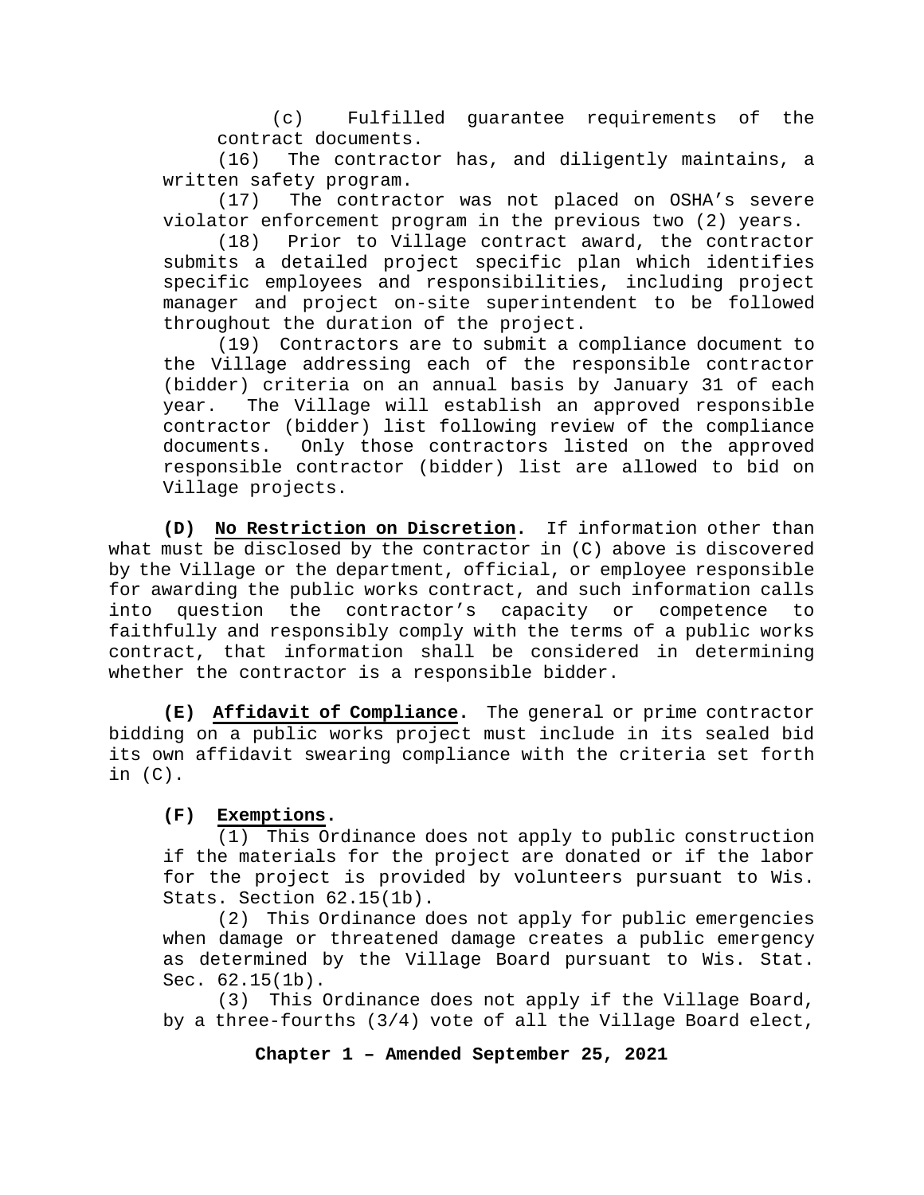(c) Fulfilled guarantee requirements of the contract documents.

(16) The contractor has, and diligently maintains, a written safety program.

(17) The contractor was not placed on OSHA's severe violator enforcement program in the previous two (2) years.

(18) Prior to Village contract award, the contractor submits a detailed project specific plan which identifies specific employees and responsibilities, including project manager and project on-site superintendent to be followed throughout the duration of the project.

(19) Contractors are to submit a compliance document to the Village addressing each of the responsible contractor (bidder) criteria on an annual basis by January 31 of each year. The Village will establish an approved responsible contractor (bidder) list following review of the compliance documents. Only those contractors listed on the approved responsible contractor (bidder) list are allowed to bid on Village projects.

**(D) No Restriction on Discretion.** If information other than what must be disclosed by the contractor in (C) above is discovered by the Village or the department, official, or employee responsible for awarding the public works contract, and such information calls into question the contractor's capacity or competence to faithfully and responsibly comply with the terms of a public works contract, that information shall be considered in determining whether the contractor is a responsible bidder.

**(E) Affidavit of Compliance.** The general or prime contractor bidding on a public works project must include in its sealed bid its own affidavit swearing compliance with the criteria set forth in (C).

**(F) Exemptions.**

(1) This Ordinance does not apply to public construction if the materials for the project are donated or if the labor for the project is provided by volunteers pursuant to Wis. Stats. Section 62.15(1b).

(2) This Ordinance does not apply for public emergencies when damage or threatened damage creates a public emergency as determined by the Village Board pursuant to Wis. Stat. Sec. 62.15(1b).

(3) This Ordinance does not apply if the Village Board, by a three-fourths (3/4) vote of all the Village Board elect,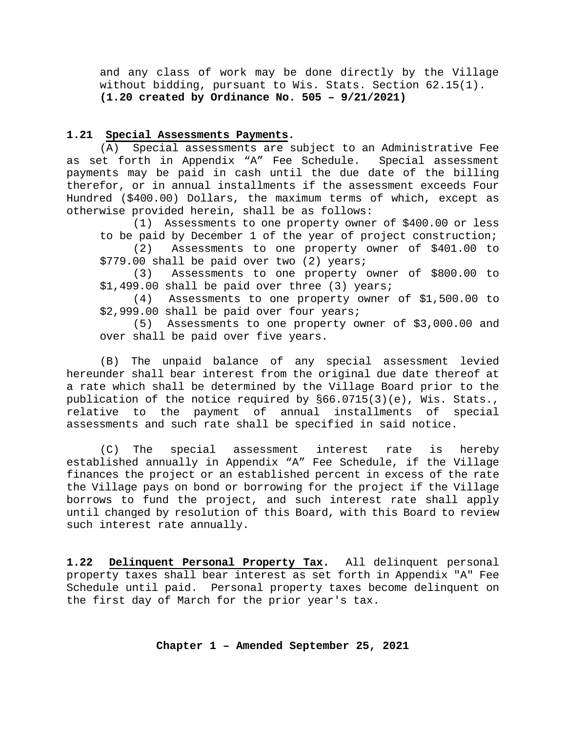and any class of work may be done directly by the Village without bidding, pursuant to Wis. Stats. Section 62.15(1). **(1.20 created by Ordinance No. 505 – 9/21/2021)**

**1.21 Special Assessments Payments.**

(A) Special assessments are subject to an Administrative Fee as set forth in Appendix "A" Fee Schedule. Special assessment payments may be paid in cash until the due date of the billing therefor, or in annual installments if the assessment exceeds Four Hundred ($400.00) Dollars, the maximum terms of which, except as otherwise provided herein, shall be as follows:

(1) Assessments to one property owner of $400.00 or less to be paid by December 1 of the year of project construction;

(2) Assessments to one property owner of $401.00 to $779.00 shall be paid over two (2) years;

(3) Assessments to one property owner of $800.00 to $1,499.00 shall be paid over three (3) years;

(4) Assessments to one property owner of $1,500.00 to $2,999.00 shall be paid over four years;

(5) Assessments to one property owner of $3,000.00 and over shall be paid over five years.

(B) The unpaid balance of any special assessment levied hereunder shall bear interest from the original due date thereof at a rate which shall be determined by the Village Board prior to the publication of the notice required by §66.0715(3)(e), Wis. Stats., relative to the payment of annual installments of special assessments and such rate shall be specified in said notice.

(C) The special assessment interest rate is hereby established annually in Appendix "A" Fee Schedule, if the Village finances the project or an established percent in excess of the rate the Village pays on bond or borrowing for the project if the Village borrows to fund the project, and such interest rate shall apply until changed by resolution of this Board, with this Board to review such interest rate annually.

**1.22 Delinquent Personal Property Tax.** All delinquent personal property taxes shall bear interest as set forth in Appendix "A" Fee Schedule until paid. Personal property taxes become delinquent on the first day of March for the prior year's tax.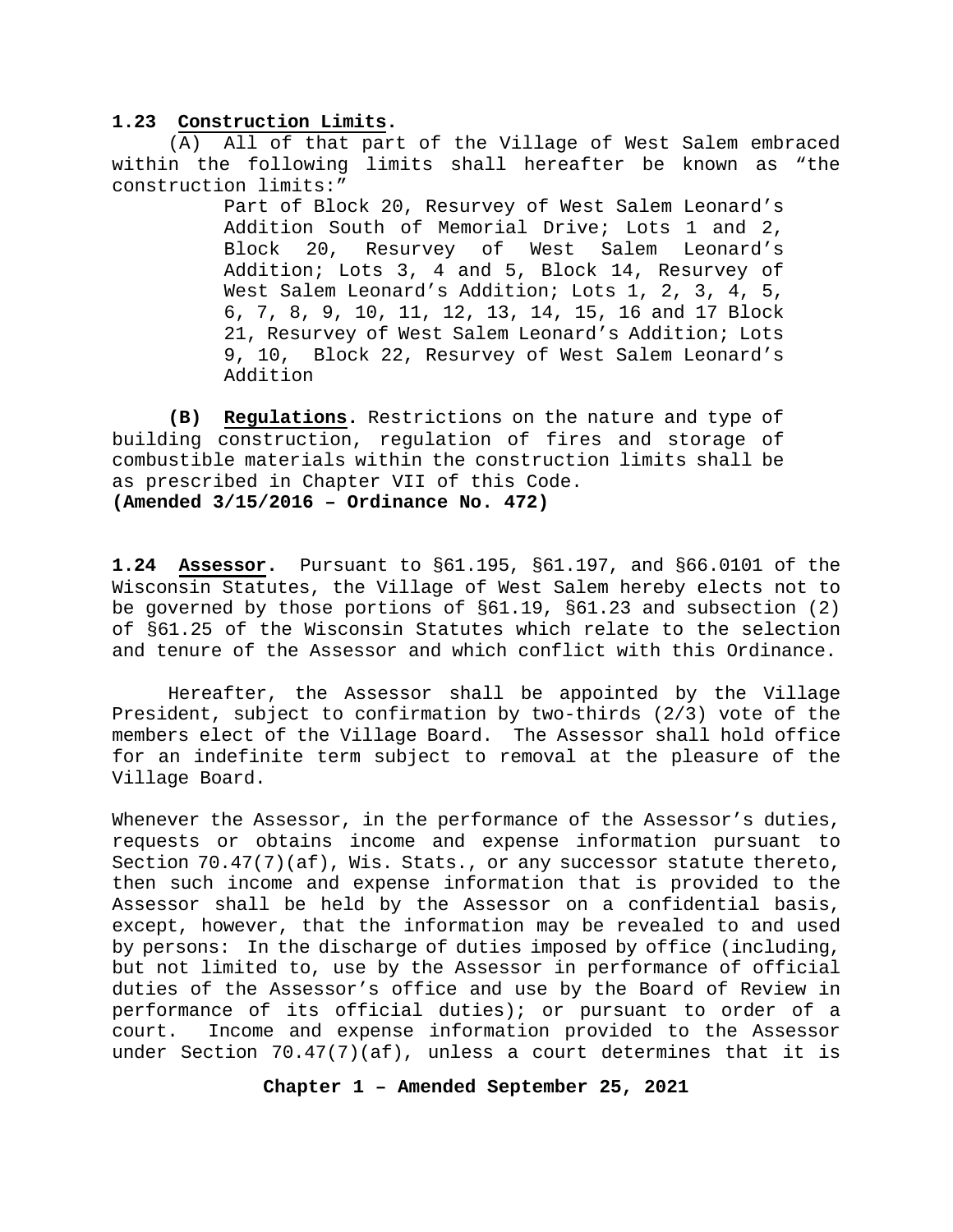**1.23 Construction Limits.**

(A) All of that part of the Village of West Salem embraced within the following limits shall hereafter be known as "the construction limits:"

> Part of Block 20, Resurvey of West Salem Leonard's Addition South of Memorial Drive; Lots 1 and 2, Block 20, Resurvey of West Salem Leonard's Addition; Lots 3, 4 and 5, Block 14, Resurvey of West Salem Leonard's Addition; Lots 1, 2, 3, 4, 5, 6, 7, 8, 9, 10, 11, 12, 13, 14, 15, 16 and 17 Block 21, Resurvey of West Salem Leonard's Addition; Lots 9, 10, Block 22, Resurvey of West Salem Leonard's Addition

**(B) Regulations.** Restrictions on the nature and type of building construction, regulation of fires and storage of combustible materials within the construction limits shall be as prescribed in Chapter VII of this Code.
**(Amended 3/15/2016 – Ordinance No. 472)**

**1.24 Assessor.** Pursuant to §61.195, §61.197, and §66.0101 of the Wisconsin Statutes, the Village of West Salem hereby elects not to be governed by those portions of §61.19, §61.23 and subsection (2) of §61.25 of the Wisconsin Statutes which relate to the selection and tenure of the Assessor and which conflict with this Ordinance.

Hereafter, the Assessor shall be appointed by the Village President, subject to confirmation by two-thirds (2/3) vote of the members elect of the Village Board. The Assessor shall hold office for an indefinite term subject to removal at the pleasure of the Village Board.

Whenever the Assessor, in the performance of the Assessor's duties, requests or obtains income and expense information pursuant to Section 70.47(7)(af), Wis. Stats., or any successor statute thereto, then such income and expense information that is provided to the Assessor shall be held by the Assessor on a confidential basis, except, however, that the information may be revealed to and used by persons: In the discharge of duties imposed by office (including, but not limited to, use by the Assessor in performance of official duties of the Assessor's office and use by the Board of Review in performance of its official duties); or pursuant to order of a court. Income and expense information provided to the Assessor under Section 70.47(7)(af), unless a court determines that it is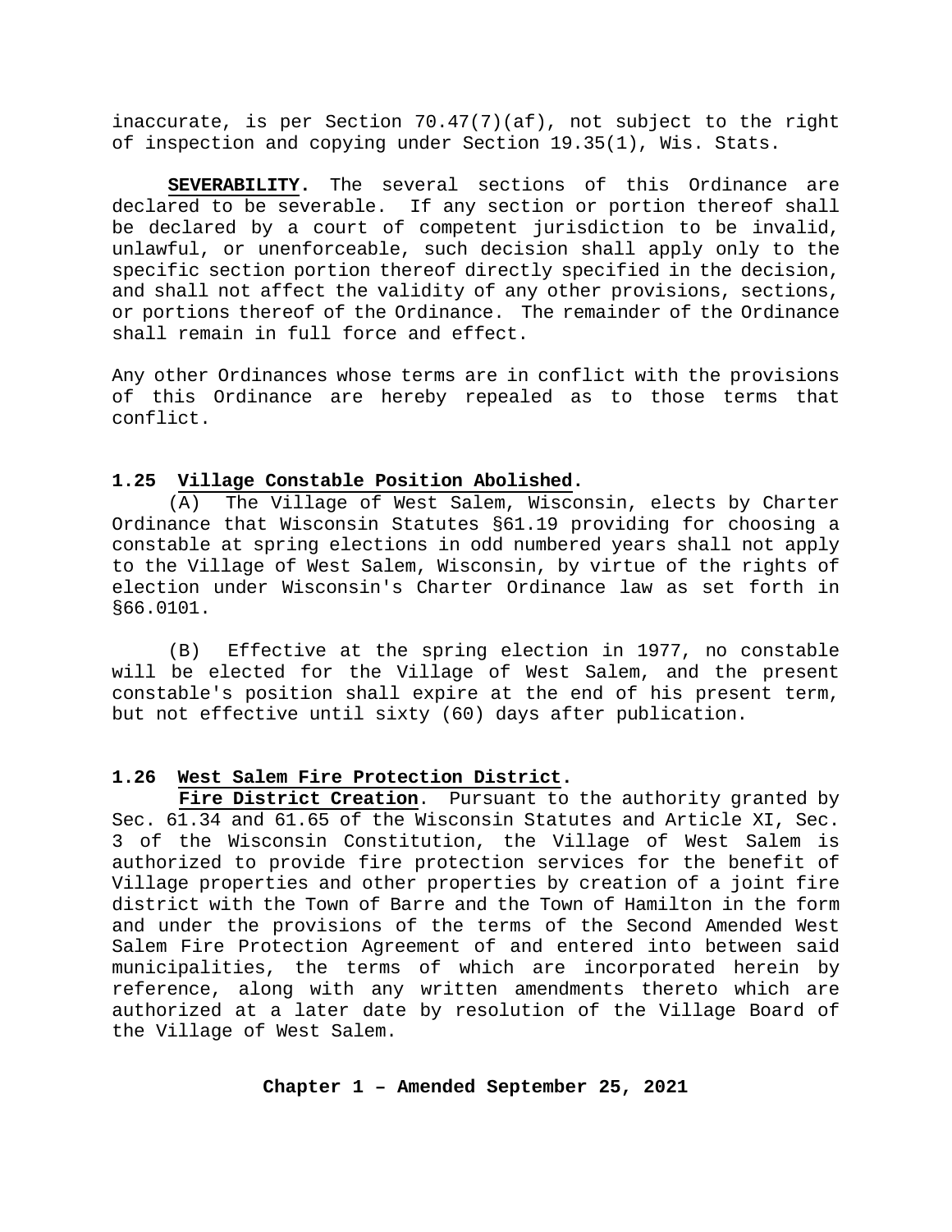inaccurate, is per Section 70.47(7)(af), not subject to the right of inspection and copying under Section 19.35(1), Wis. Stats.

**SEVERABILITY.** The several sections of this Ordinance are declared to be severable. If any section or portion thereof shall be declared by a court of competent jurisdiction to be invalid, unlawful, or unenforceable, such decision shall apply only to the specific section portion thereof directly specified in the decision, and shall not affect the validity of any other provisions, sections, or portions thereof of the Ordinance. The remainder of the Ordinance shall remain in full force and effect.

Any other Ordinances whose terms are in conflict with the provisions of this Ordinance are hereby repealed as to those terms that conflict.

### 1.25 Village Constable Position Abolished.

(A) The Village of West Salem, Wisconsin, elects by Charter Ordinance that Wisconsin Statutes §61.19 providing for choosing a constable at spring elections in odd numbered years shall not apply to the Village of West Salem, Wisconsin, by virtue of the rights of election under Wisconsin's Charter Ordinance law as set forth in §66.0101.

(B) Effective at the spring election in 1977, no constable will be elected for the Village of West Salem, and the present constable's position shall expire at the end of his present term, but not effective until sixty (60) days after publication.

### 1.26 West Salem Fire Protection District.

**Fire District Creation**. Pursuant to the authority granted by Sec. 61.34 and 61.65 of the Wisconsin Statutes and Article XI, Sec. 3 of the Wisconsin Constitution, the Village of West Salem is authorized to provide fire protection services for the benefit of Village properties and other properties by creation of a joint fire district with the Town of Barre and the Town of Hamilton in the form and under the provisions of the terms of the Second Amended West Salem Fire Protection Agreement of and entered into between said municipalities, the terms of which are incorporated herein by reference, along with any written amendments thereto which are authorized at a later date by resolution of the Village Board of the Village of West Salem.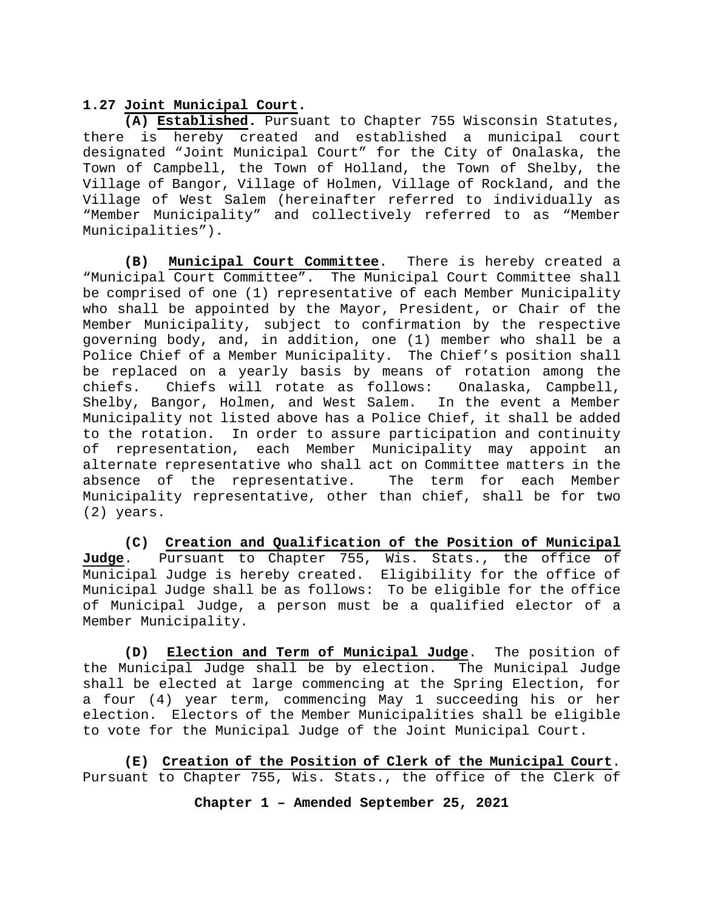**1.27 Joint Municipal Court.**

**(A) Established.** Pursuant to Chapter 755 Wisconsin Statutes, there is hereby created and established a municipal court designated "Joint Municipal Court" for the City of Onalaska, the Town of Campbell, the Town of Holland, the Town of Shelby, the Village of Bangor, Village of Holmen, Village of Rockland, and the Village of West Salem (hereinafter referred to individually as "Member Municipality" and collectively referred to as "Member Municipalities").

**(B) Municipal Court Committee**. There is hereby created a "Municipal Court Committee". The Municipal Court Committee shall be comprised of one (1) representative of each Member Municipality who shall be appointed by the Mayor, President, or Chair of the Member Municipality, subject to confirmation by the respective governing body, and, in addition, one (1) member who shall be a Police Chief of a Member Municipality. The Chief's position shall be replaced on a yearly basis by means of rotation among the chiefs. Chiefs will rotate as follows: Onalaska, Campbell, Shelby, Bangor, Holmen, and West Salem. In the event a Member Municipality not listed above has a Police Chief, it shall be added to the rotation. In order to assure participation and continuity of representation, each Member Municipality may appoint an alternate representative who shall act on Committee matters in the absence of the representative. The term for each Member Municipality representative, other than chief, shall be for two (2) years.

**(C) Creation and Qualification of the Position of Municipal Judge**. Pursuant to Chapter 755, Wis. Stats., the office of Municipal Judge is hereby created. Eligibility for the office of Municipal Judge shall be as follows: To be eligible for the office of Municipal Judge, a person must be a qualified elector of a Member Municipality.

**(D) Election and Term of Municipal Judge**. The position of the Municipal Judge shall be by election. The Municipal Judge shall be elected at large commencing at the Spring Election, for a four (4) year term, commencing May 1 succeeding his or her election. Electors of the Member Municipalities shall be eligible to vote for the Municipal Judge of the Joint Municipal Court.

**(E) Creation of the Position of Clerk of the Municipal Court**. Pursuant to Chapter 755, Wis. Stats., the office of the Clerk of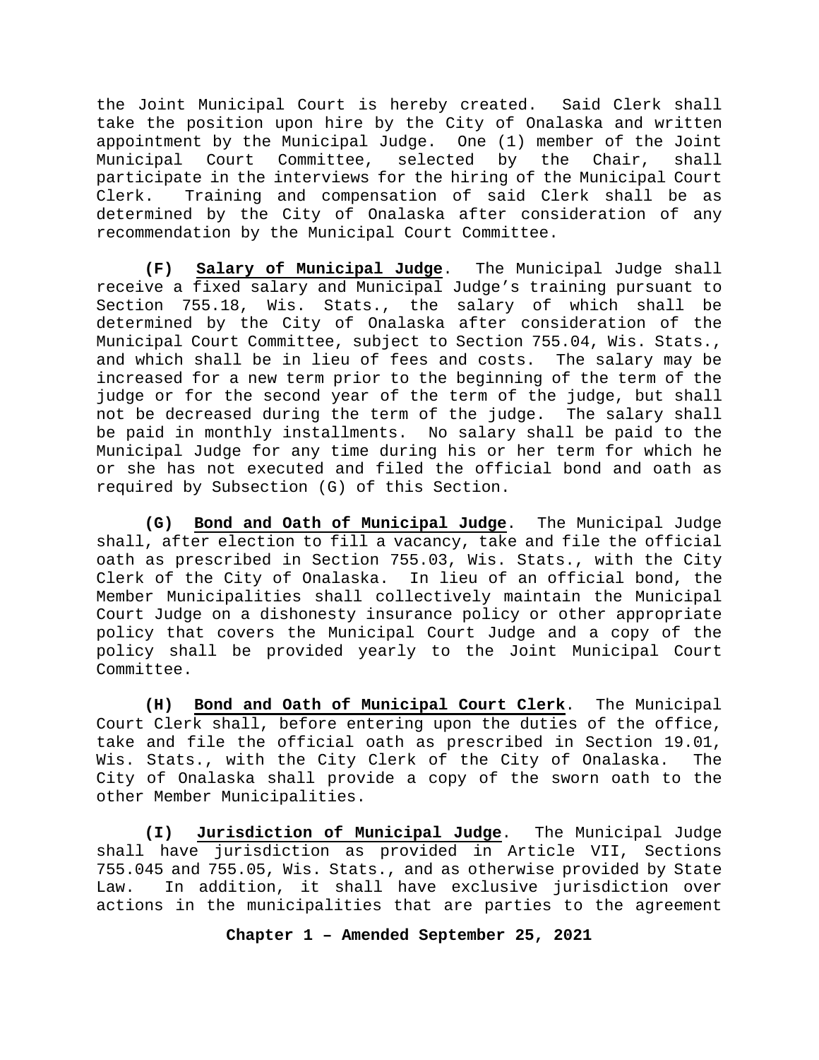the Joint Municipal Court is hereby created. Said Clerk shall take the position upon hire by the City of Onalaska and written appointment by the Municipal Judge. One (1) member of the Joint Municipal Court Committee, selected by the Chair, shall participate in the interviews for the hiring of the Municipal Court Clerk. Training and compensation of said Clerk shall be as determined by the City of Onalaska after consideration of any recommendation by the Municipal Court Committee.

**(F)** **Salary of Municipal Judge**. The Municipal Judge shall receive a fixed salary and Municipal Judge's training pursuant to Section 755.18, Wis. Stats., the salary of which shall be determined by the City of Onalaska after consideration of the Municipal Court Committee, subject to Section 755.04, Wis. Stats., and which shall be in lieu of fees and costs. The salary may be increased for a new term prior to the beginning of the term of the judge or for the second year of the term of the judge, but shall not be decreased during the term of the judge. The salary shall be paid in monthly installments. No salary shall be paid to the Municipal Judge for any time during his or her term for which he or she has not executed and filed the official bond and oath as required by Subsection (G) of this Section.

**(G)** **Bond and Oath of Municipal Judge**. The Municipal Judge shall, after election to fill a vacancy, take and file the official oath as prescribed in Section 755.03, Wis. Stats., with the City Clerk of the City of Onalaska. In lieu of an official bond, the Member Municipalities shall collectively maintain the Municipal Court Judge on a dishonesty insurance policy or other appropriate policy that covers the Municipal Court Judge and a copy of the policy shall be provided yearly to the Joint Municipal Court Committee.

**(H)** **Bond and Oath of Municipal Court Clerk**. The Municipal Court Clerk shall, before entering upon the duties of the office, take and file the official oath as prescribed in Section 19.01, Wis. Stats., with the City Clerk of the City of Onalaska. The City of Onalaska shall provide a copy of the sworn oath to the other Member Municipalities.

**(I)** **Jurisdiction of Municipal Judge**. The Municipal Judge shall have jurisdiction as provided in Article VII, Sections 755.045 and 755.05, Wis. Stats., and as otherwise provided by State Law. In addition, it shall have exclusive jurisdiction over actions in the municipalities that are parties to the agreement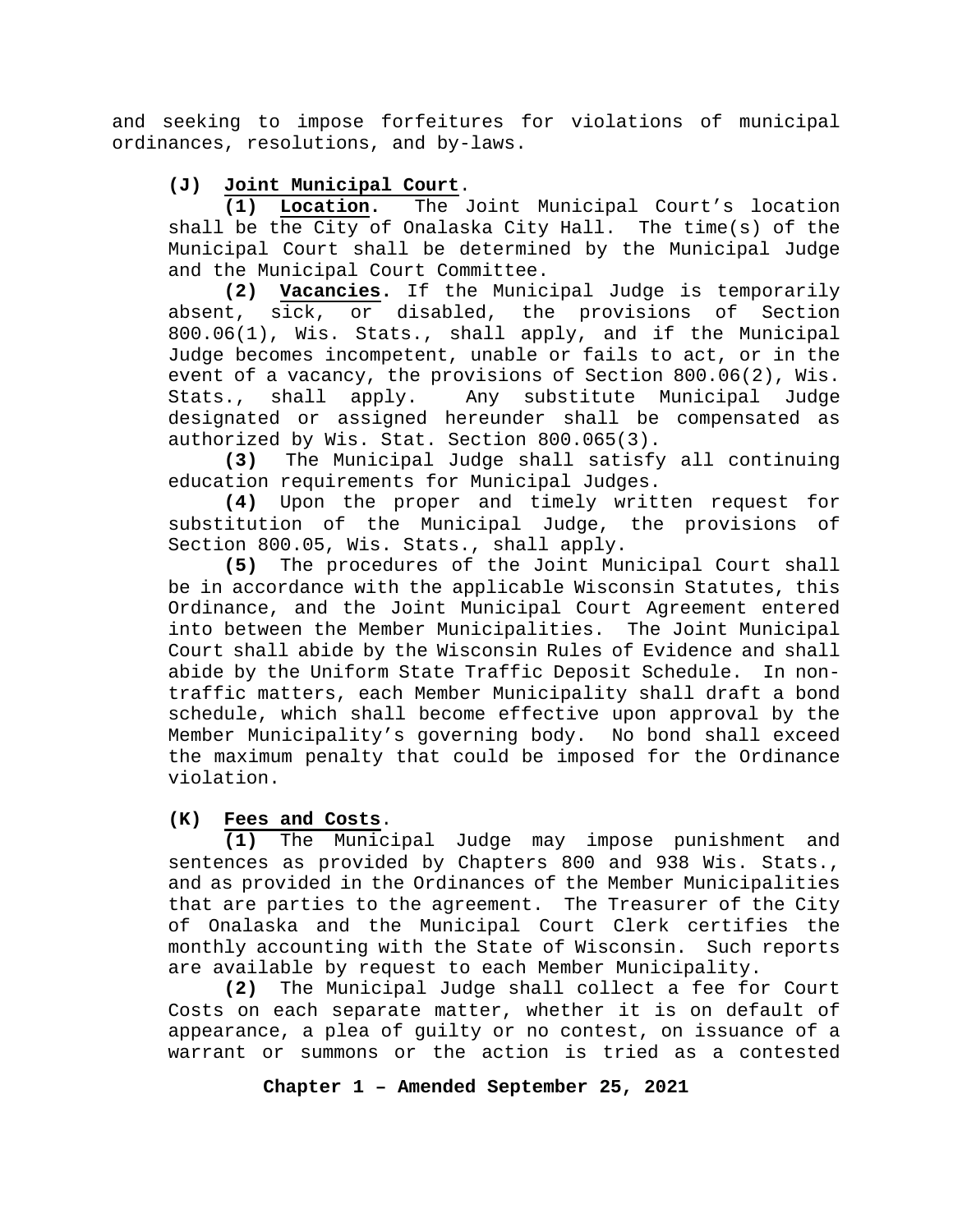and seeking to impose forfeitures for violations of municipal ordinances, resolutions, and by-laws.

**(J) Joint Municipal Court.**

**(1) Location.** The Joint Municipal Court's location shall be the City of Onalaska City Hall. The time(s) of the Municipal Court shall be determined by the Municipal Judge and the Municipal Court Committee.

**(2) Vacancies.** If the Municipal Judge is temporarily absent, sick, or disabled, the provisions of Section 800.06(1), Wis. Stats., shall apply, and if the Municipal Judge becomes incompetent, unable or fails to act, or in the event of a vacancy, the provisions of Section 800.06(2), Wis. Stats., shall apply. Any substitute Municipal Judge designated or assigned hereunder shall be compensated as authorized by Wis. Stat. Section 800.065(3).

**(3)** The Municipal Judge shall satisfy all continuing education requirements for Municipal Judges.

**(4)** Upon the proper and timely written request for substitution of the Municipal Judge, the provisions of Section 800.05, Wis. Stats., shall apply.

**(5)** The procedures of the Joint Municipal Court shall be in accordance with the applicable Wisconsin Statutes, this Ordinance, and the Joint Municipal Court Agreement entered into between the Member Municipalities. The Joint Municipal Court shall abide by the Wisconsin Rules of Evidence and shall abide by the Uniform State Traffic Deposit Schedule. In non-traffic matters, each Member Municipality shall draft a bond schedule, which shall become effective upon approval by the Member Municipality's governing body. No bond shall exceed the maximum penalty that could be imposed for the Ordinance violation.

**(K) Fees and Costs.**

**(1)** The Municipal Judge may impose punishment and sentences as provided by Chapters 800 and 938 Wis. Stats., and as provided in the Ordinances of the Member Municipalities that are parties to the agreement. The Treasurer of the City of Onalaska and the Municipal Court Clerk certifies the monthly accounting with the State of Wisconsin. Such reports are available by request to each Member Municipality.

**(2)** The Municipal Judge shall collect a fee for Court Costs on each separate matter, whether it is on default of appearance, a plea of guilty or no contest, on issuance of a warrant or summons or the action is tried as a contested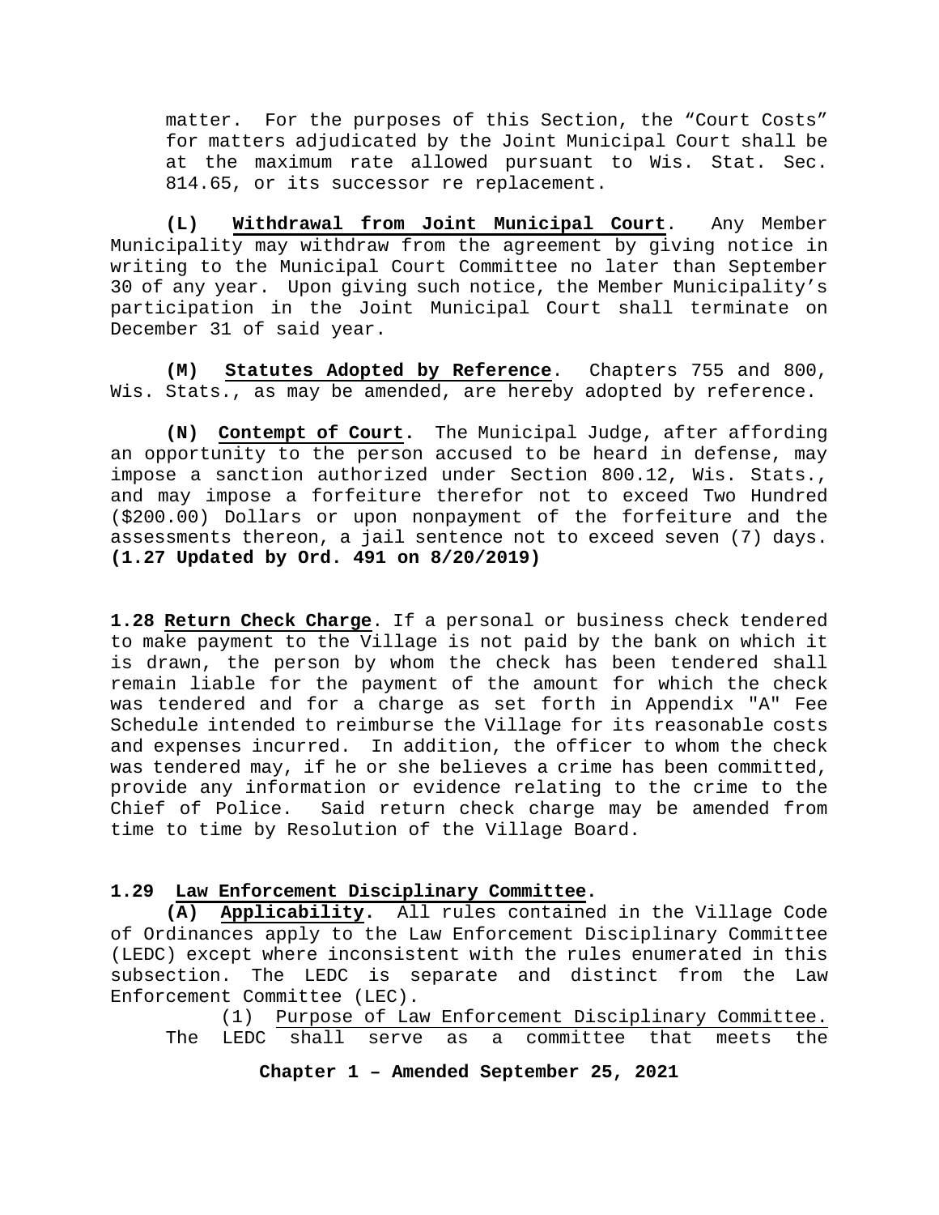matter. For the purposes of this Section, the "Court Costs" for matters adjudicated by the Joint Municipal Court shall be at the maximum rate allowed pursuant to Wis. Stat. Sec. 814.65, or its successor re replacement.

**(L)** **Withdrawal from Joint Municipal Court**. Any Member Municipality may withdraw from the agreement by giving notice in writing to the Municipal Court Committee no later than September 30 of any year. Upon giving such notice, the Member Municipality's participation in the Joint Municipal Court shall terminate on December 31 of said year.

**(M)** **Statutes Adopted by Reference**. Chapters 755 and 800, Wis. Stats., as may be amended, are hereby adopted by reference.

**(N)** **Contempt of Court.** The Municipal Judge, after affording an opportunity to the person accused to be heard in defense, may impose a sanction authorized under Section 800.12, Wis. Stats., and may impose a forfeiture therefor not to exceed Two Hundred ($200.00) Dollars or upon nonpayment of the forfeiture and the assessments thereon, a jail sentence not to exceed seven (7) days. **(1.27 Updated by Ord. 491 on 8/20/2019)**

**1.28** **Return Check Charge**. If a personal or business check tendered to make payment to the Village is not paid by the bank on which it is drawn, the person by whom the check has been tendered shall remain liable for the payment of the amount for which the check was tendered and for a charge as set forth in Appendix "A" Fee Schedule intended to reimburse the Village for its reasonable costs and expenses incurred. In addition, the officer to whom the check was tendered may, if he or she believes a crime has been committed, provide any information or evidence relating to the crime to the Chief of Police. Said return check charge may be amended from time to time by Resolution of the Village Board.

**1.29** **Law Enforcement Disciplinary Committee.**

**(A)** **Applicability.** All rules contained in the Village Code of Ordinances apply to the Law Enforcement Disciplinary Committee (LEDC) except where inconsistent with the rules enumerated in this subsection. The LEDC is separate and distinct from the Law Enforcement Committee (LEC).

(1) Purpose of Law Enforcement Disciplinary Committee. The LEDC shall serve as a committee that meets the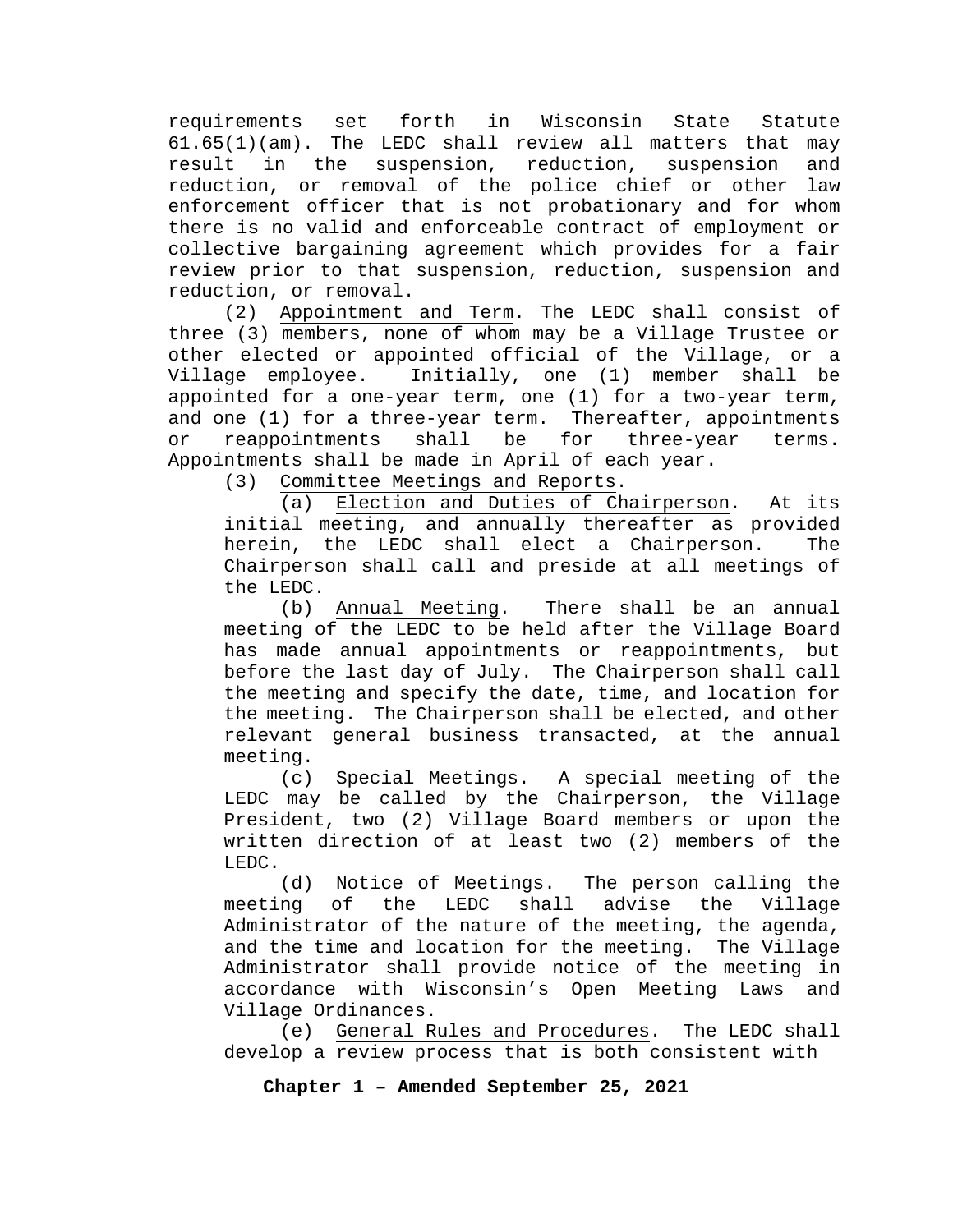requirements set forth in Wisconsin State Statute 61.65(1)(am). The LEDC shall review all matters that may result in the suspension, reduction, suspension and reduction, or removal of the police chief or other law enforcement officer that is not probationary and for whom there is no valid and enforceable contract of employment or collective bargaining agreement which provides for a fair review prior to that suspension, reduction, suspension and reduction, or removal.

(2) Appointment and Term. The LEDC shall consist of three (3) members, none of whom may be a Village Trustee or other elected or appointed official of the Village, or a Village employee. Initially, one (1) member shall be appointed for a one-year term, one (1) for a two-year term, and one (1) for a three-year term. Thereafter, appointments or reappointments shall be for three-year terms. Appointments shall be made in April of each year.

(3) Committee Meetings and Reports.

(a) Election and Duties of Chairperson. At its initial meeting, and annually thereafter as provided herein, the LEDC shall elect a Chairperson. The Chairperson shall call and preside at all meetings of the LEDC.

(b) Annual Meeting. There shall be an annual meeting of the LEDC to be held after the Village Board has made annual appointments or reappointments, but before the last day of July. The Chairperson shall call the meeting and specify the date, time, and location for the meeting. The Chairperson shall be elected, and other relevant general business transacted, at the annual meeting.

(c) Special Meetings. A special meeting of the LEDC may be called by the Chairperson, the Village President, two (2) Village Board members or upon the written direction of at least two (2) members of the LEDC.

(d) Notice of Meetings. The person calling the meeting of the LEDC shall advise the Village Administrator of the nature of the meeting, the agenda, and the time and location for the meeting. The Village Administrator shall provide notice of the meeting in accordance with Wisconsin's Open Meeting Laws and Village Ordinances.

(e) General Rules and Procedures. The LEDC shall develop a review process that is both consistent with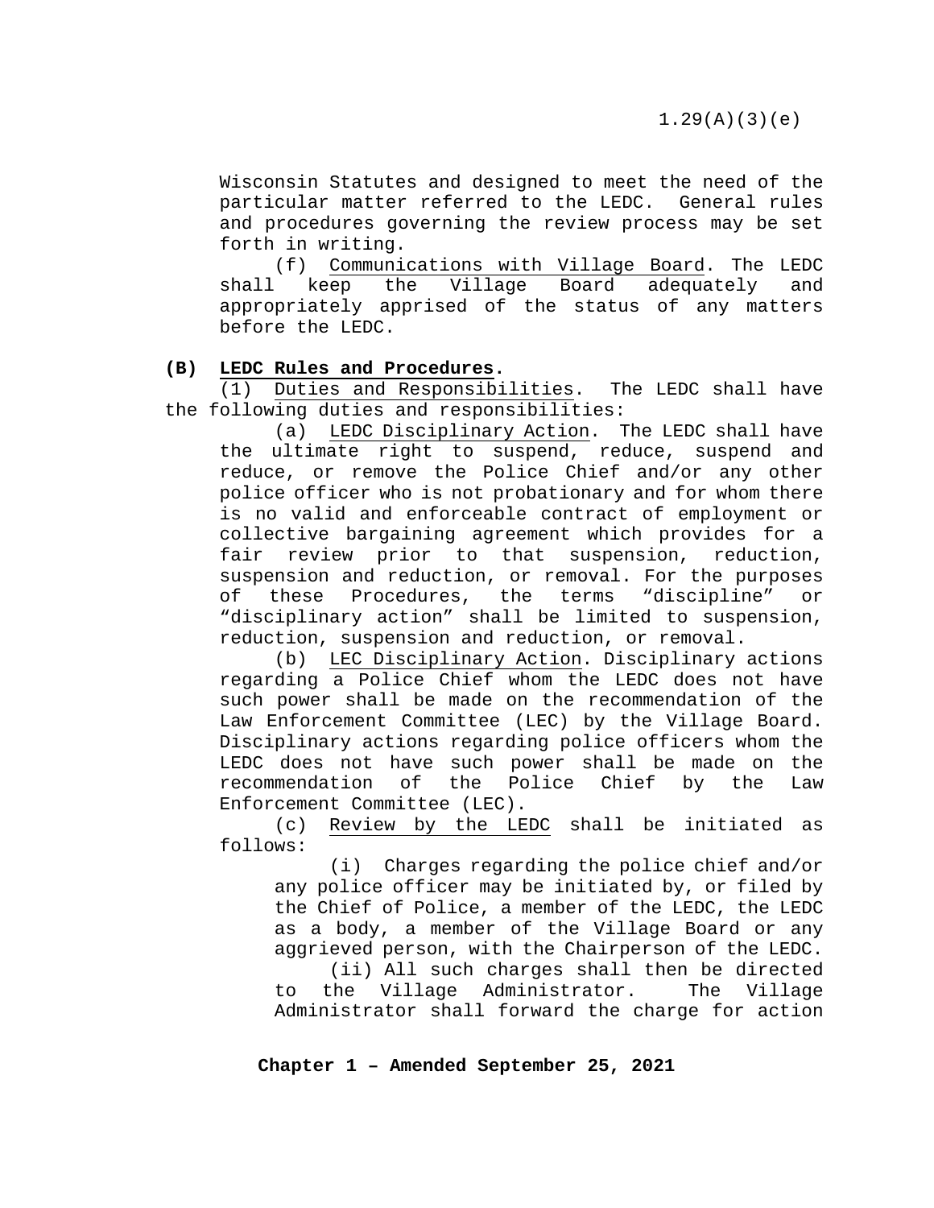Wisconsin Statutes and designed to meet the need of the particular matter referred to the LEDC. General rules and procedures governing the review process may be set forth in writing.

(f) Communications with Village Board. The LEDC shall keep the Village Board adequately and appropriately apprised of the status of any matters before the LEDC.

**(B) LEDC Rules and Procedures.**

(1) Duties and Responsibilities. The LEDC shall have the following duties and responsibilities:

(a) LEDC Disciplinary Action. The LEDC shall have the ultimate right to suspend, reduce, suspend and reduce, or remove the Police Chief and/or any other police officer who is not probationary and for whom there is no valid and enforceable contract of employment or collective bargaining agreement which provides for a fair review prior to that suspension, reduction, suspension and reduction, or removal. For the purposes of these Procedures, the terms "discipline" or "disciplinary action" shall be limited to suspension, reduction, suspension and reduction, or removal.

(b) LEC Disciplinary Action. Disciplinary actions regarding a Police Chief whom the LEDC does not have such power shall be made on the recommendation of the Law Enforcement Committee (LEC) by the Village Board. Disciplinary actions regarding police officers whom the LEDC does not have such power shall be made on the recommendation of the Police Chief by the Law Enforcement Committee (LEC).

(c) Review by the LEDC shall be initiated as follows:

(i) Charges regarding the police chief and/or any police officer may be initiated by, or filed by the Chief of Police, a member of the LEDC, the LEDC as a body, a member of the Village Board or any aggrieved person, with the Chairperson of the LEDC.

(ii) All such charges shall then be directed to the Village Administrator. The Village Administrator shall forward the charge for action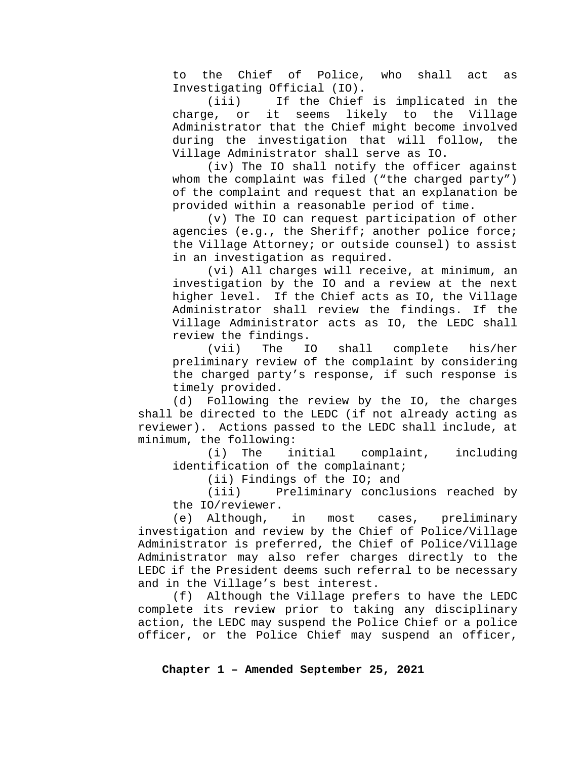to the Chief of Police, who shall act as Investigating Official (IO).

(iii) If the Chief is implicated in the charge, or it seems likely to the Village Administrator that the Chief might become involved during the investigation that will follow, the Village Administrator shall serve as IO.

(iv) The IO shall notify the officer against whom the complaint was filed ("the charged party") of the complaint and request that an explanation be provided within a reasonable period of time.

(v) The IO can request participation of other agencies (e.g., the Sheriff; another police force; the Village Attorney; or outside counsel) to assist in an investigation as required.

(vi) All charges will receive, at minimum, an investigation by the IO and a review at the next higher level. If the Chief acts as IO, the Village Administrator shall review the findings. If the Village Administrator acts as IO, the LEDC shall review the findings.

(vii) The IO shall complete his/her preliminary review of the complaint by considering the charged party's response, if such response is timely provided.

(d) Following the review by the IO, the charges shall be directed to the LEDC (if not already acting as reviewer). Actions passed to the LEDC shall include, at minimum, the following:

(i) The initial complaint, including identification of the complainant;

(ii) Findings of the IO; and

(iii) Preliminary conclusions reached by the IO/reviewer.

(e) Although, in most cases, preliminary investigation and review by the Chief of Police/Village Administrator is preferred, the Chief of Police/Village Administrator may also refer charges directly to the LEDC if the President deems such referral to be necessary and in the Village's best interest.

(f) Although the Village prefers to have the LEDC complete its review prior to taking any disciplinary action, the LEDC may suspend the Police Chief or a police officer, or the Police Chief may suspend an officer,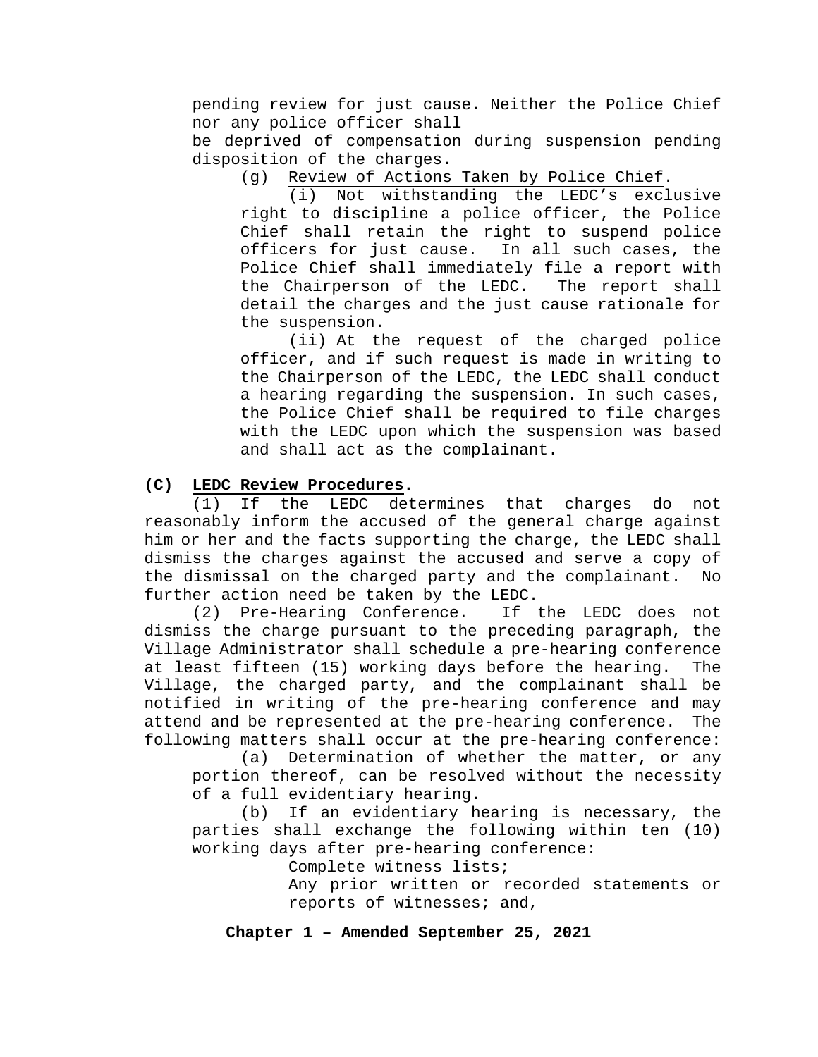pending review for just cause. Neither the Police Chief nor any police officer shall be deprived of compensation during suspension pending disposition of the charges.

(g) Review of Actions Taken by Police Chief.

(i) Not withstanding the LEDC's exclusive right to discipline a police officer, the Police Chief shall retain the right to suspend police officers for just cause. In all such cases, the Police Chief shall immediately file a report with the Chairperson of the LEDC. The report shall detail the charges and the just cause rationale for the suspension.

(ii) At the request of the charged police officer, and if such request is made in writing to the Chairperson of the LEDC, the LEDC shall conduct a hearing regarding the suspension. In such cases, the Police Chief shall be required to file charges with the LEDC upon which the suspension was based and shall act as the complainant.

**(C) LEDC Review Procedures.**

(1) If the LEDC determines that charges do not reasonably inform the accused of the general charge against him or her and the facts supporting the charge, the LEDC shall dismiss the charges against the accused and serve a copy of the dismissal on the charged party and the complainant. No further action need be taken by the LEDC.

(2) Pre-Hearing Conference. If the LEDC does not dismiss the charge pursuant to the preceding paragraph, the Village Administrator shall schedule a pre-hearing conference at least fifteen (15) working days before the hearing. The Village, the charged party, and the complainant shall be notified in writing of the pre-hearing conference and may attend and be represented at the pre-hearing conference. The following matters shall occur at the pre-hearing conference:

(a) Determination of whether the matter, or any portion thereof, can be resolved without the necessity of a full evidentiary hearing.

(b) If an evidentiary hearing is necessary, the parties shall exchange the following within ten (10) working days after pre-hearing conference:

Complete witness lists;

Any prior written or recorded statements or reports of witnesses; and,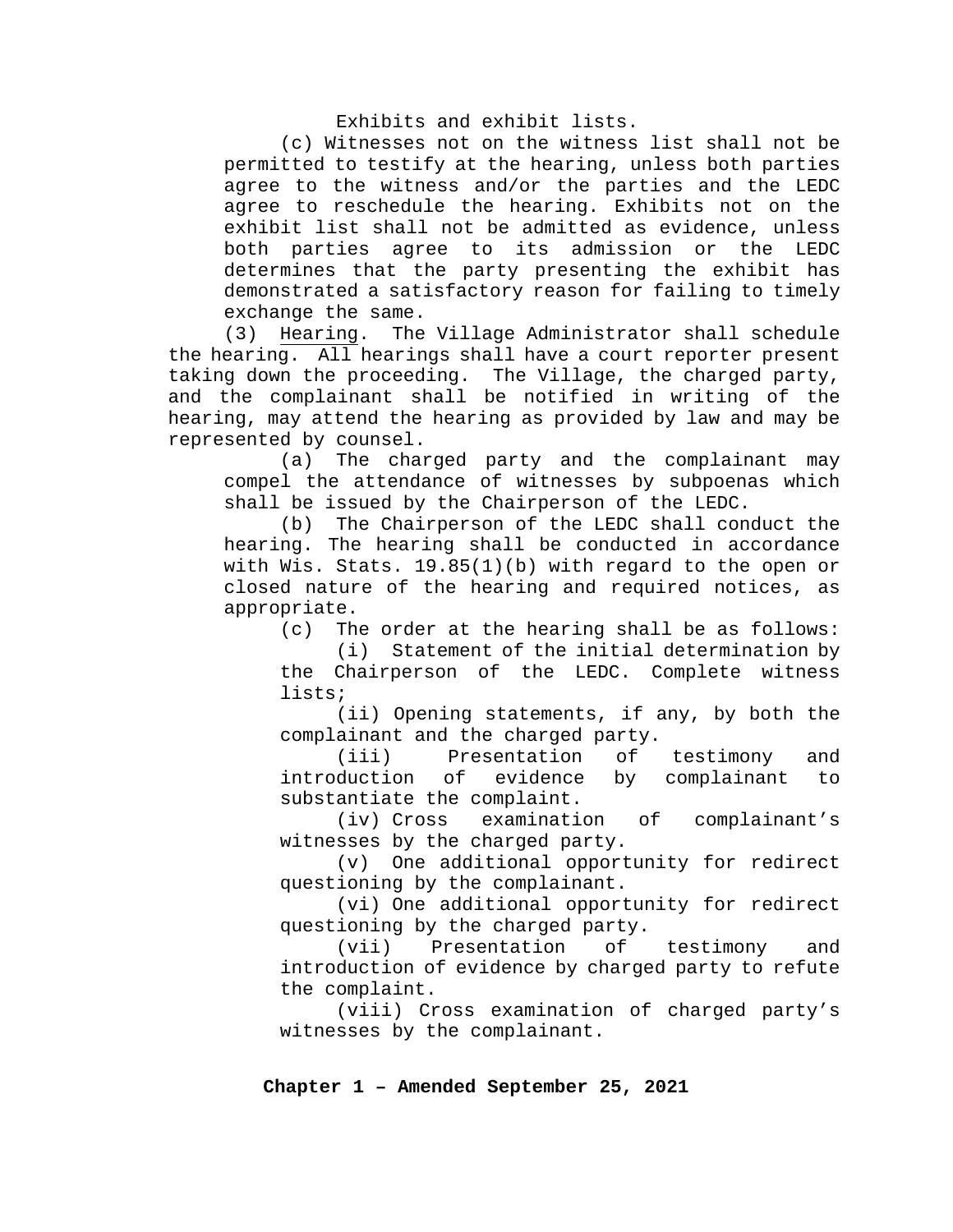Exhibits and exhibit lists.

(c) Witnesses not on the witness list shall not be permitted to testify at the hearing, unless both parties agree to the witness and/or the parties and the LEDC agree to reschedule the hearing. Exhibits not on the exhibit list shall not be admitted as evidence, unless both parties agree to its admission or the LEDC determines that the party presenting the exhibit has demonstrated a satisfactory reason for failing to timely exchange the same.

(3) Hearing. The Village Administrator shall schedule the hearing. All hearings shall have a court reporter present taking down the proceeding. The Village, the charged party, and the complainant shall be notified in writing of the hearing, may attend the hearing as provided by law and may be represented by counsel.

(a) The charged party and the complainant may compel the attendance of witnesses by subpoenas which shall be issued by the Chairperson of the LEDC.

(b) The Chairperson of the LEDC shall conduct the hearing. The hearing shall be conducted in accordance with Wis. Stats. 19.85(1)(b) with regard to the open or closed nature of the hearing and required notices, as appropriate.

(c) The order at the hearing shall be as follows:

(i) Statement of the initial determination by the Chairperson of the LEDC. Complete witness lists;

(ii) Opening statements, if any, by both the complainant and the charged party.

(iii) Presentation of testimony and introduction of evidence by complainant to substantiate the complaint.

(iv) Cross examination of complainant's witnesses by the charged party.

(v) One additional opportunity for redirect questioning by the complainant.

(vi) One additional opportunity for redirect questioning by the charged party.

(vii) Presentation of testimony and introduction of evidence by charged party to refute the complaint.

(viii) Cross examination of charged party's witnesses by the complainant.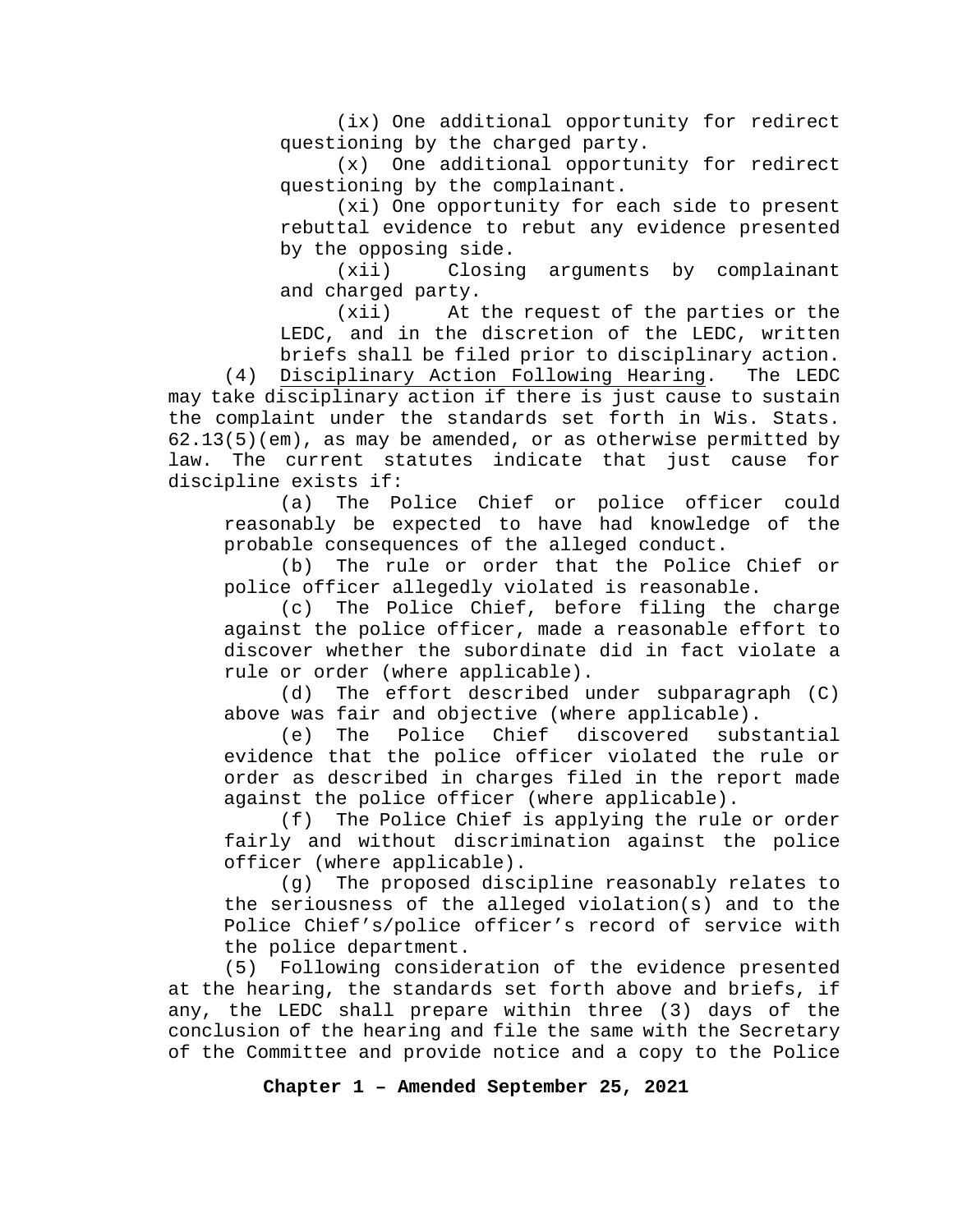(ix) One additional opportunity for redirect questioning by the charged party.

(x) One additional opportunity for redirect questioning by the complainant.

(xi) One opportunity for each side to present rebuttal evidence to rebut any evidence presented by the opposing side.

(xii) Closing arguments by complainant and charged party.

(xii) At the request of the parties or the LEDC, and in the discretion of the LEDC, written briefs shall be filed prior to disciplinary action.

(4) Disciplinary Action Following Hearing. The LEDC may take disciplinary action if there is just cause to sustain the complaint under the standards set forth in Wis. Stats. 62.13(5)(em), as may be amended, or as otherwise permitted by law. The current statutes indicate that just cause for discipline exists if:

(a) The Police Chief or police officer could reasonably be expected to have had knowledge of the probable consequences of the alleged conduct.

(b) The rule or order that the Police Chief or police officer allegedly violated is reasonable.

(c) The Police Chief, before filing the charge against the police officer, made a reasonable effort to discover whether the subordinate did in fact violate a rule or order (where applicable).

(d) The effort described under subparagraph (C) above was fair and objective (where applicable).

(e) The Police Chief discovered substantial evidence that the police officer violated the rule or order as described in charges filed in the report made against the police officer (where applicable).

(f) The Police Chief is applying the rule or order fairly and without discrimination against the police officer (where applicable).

(g) The proposed discipline reasonably relates to the seriousness of the alleged violation(s) and to the Police Chief's/police officer's record of service with the police department.

(5) Following consideration of the evidence presented at the hearing, the standards set forth above and briefs, if any, the LEDC shall prepare within three (3) days of the conclusion of the hearing and file the same with the Secretary of the Committee and provide notice and a copy to the Police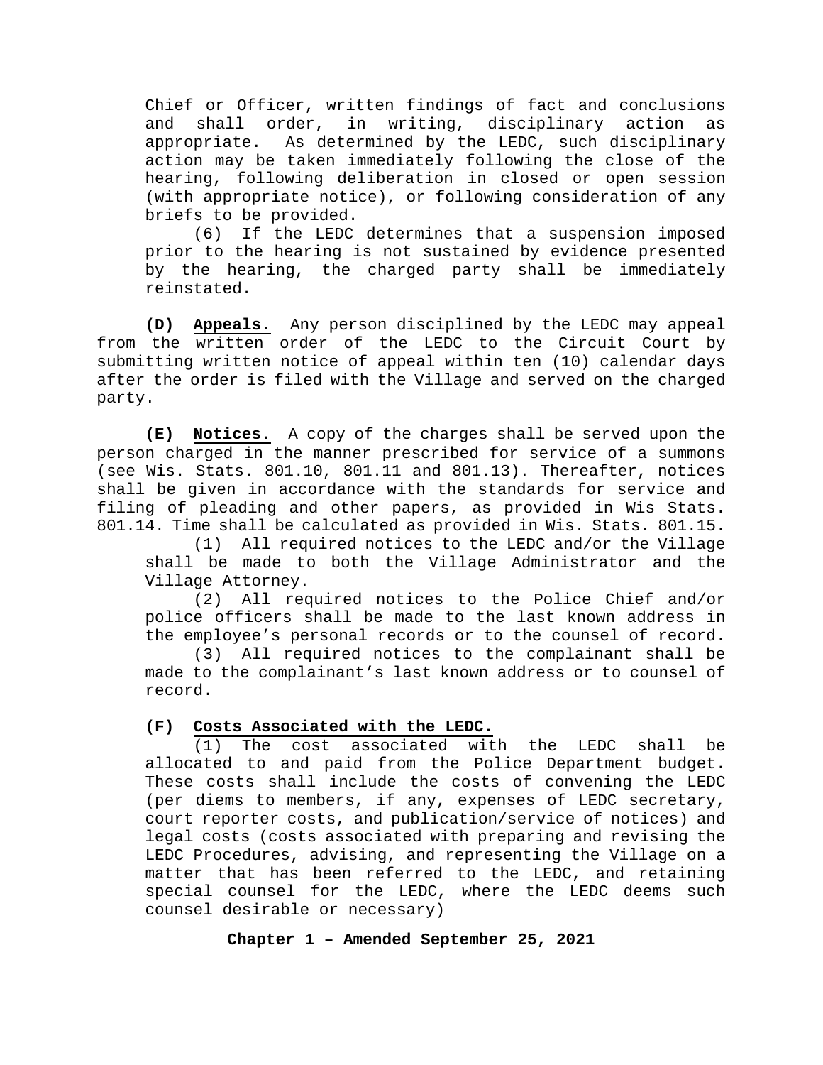Chief or Officer, written findings of fact and conclusions and shall order, in writing, disciplinary action as appropriate. As determined by the LEDC, such disciplinary action may be taken immediately following the close of the hearing, following deliberation in closed or open session (with appropriate notice), or following consideration of any briefs to be provided.

(6) If the LEDC determines that a suspension imposed prior to the hearing is not sustained by evidence presented by the hearing, the charged party shall be immediately reinstated.

**(D) Appeals.** Any person disciplined by the LEDC may appeal from the written order of the LEDC to the Circuit Court by submitting written notice of appeal within ten (10) calendar days after the order is filed with the Village and served on the charged party.

**(E) Notices.** A copy of the charges shall be served upon the person charged in the manner prescribed for service of a summons (see Wis. Stats. 801.10, 801.11 and 801.13). Thereafter, notices shall be given in accordance with the standards for service and filing of pleading and other papers, as provided in Wis Stats. 801.14. Time shall be calculated as provided in Wis. Stats. 801.15.

(1) All required notices to the LEDC and/or the Village shall be made to both the Village Administrator and the Village Attorney.

(2) All required notices to the Police Chief and/or police officers shall be made to the last known address in the employee's personal records or to the counsel of record.

(3) All required notices to the complainant shall be made to the complainant's last known address or to counsel of record.

**(F) Costs Associated with the LEDC.**

(1) The cost associated with the LEDC shall be allocated to and paid from the Police Department budget. These costs shall include the costs of convening the LEDC (per diems to members, if any, expenses of LEDC secretary, court reporter costs, and publication/service of notices) and legal costs (costs associated with preparing and revising the LEDC Procedures, advising, and representing the Village on a matter that has been referred to the LEDC, and retaining special counsel for the LEDC, where the LEDC deems such counsel desirable or necessary)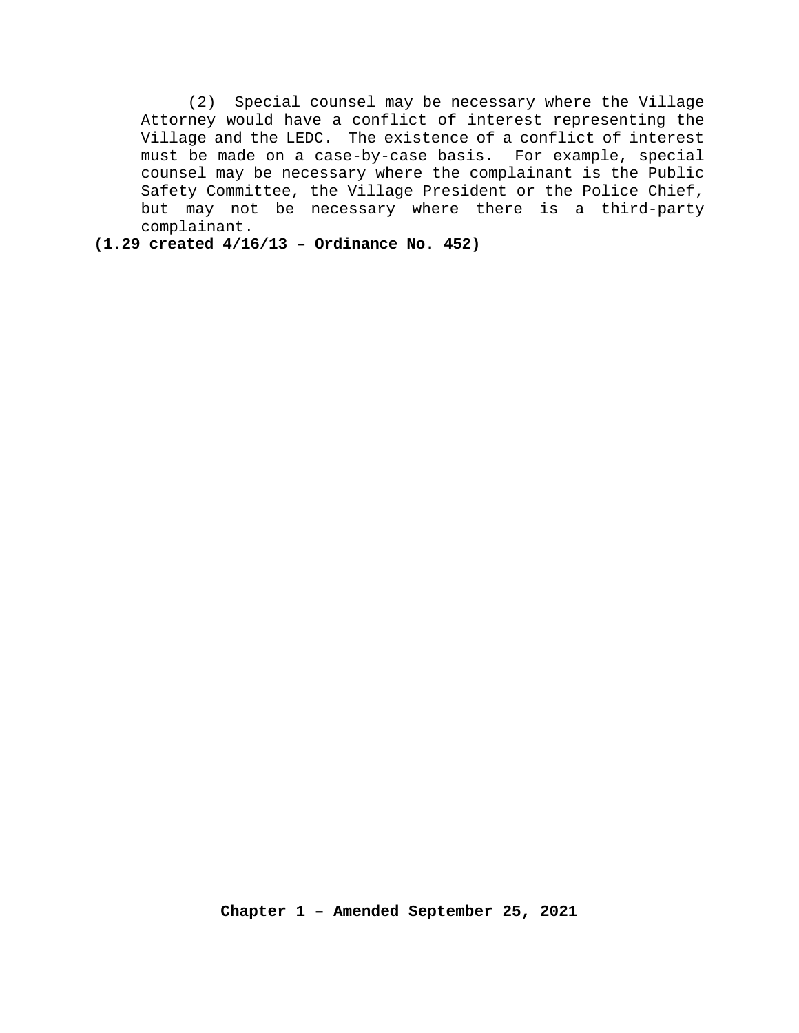(2) Special counsel may be necessary where the Village Attorney would have a conflict of interest representing the Village and the LEDC. The existence of a conflict of interest must be made on a case-by-case basis. For example, special counsel may be necessary where the complainant is the Public Safety Committee, the Village President or the Police Chief, but may not be necessary where there is a third-party complainant.

**(1.29 created 4/16/13 – Ordinance No. 452)**